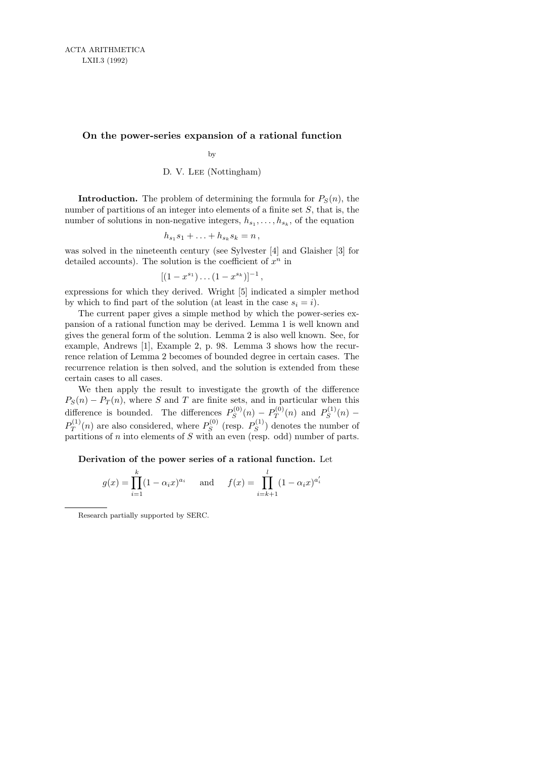# On the power-series expansion of a rational function

by

D. V. Lee (Nottingham)

**Introduction.** The problem of determining the formula for $P_S(n)$, the number of partitions of an integer into elements of a finite set $S$, that is, the number of solutions in non-negative integers, $h_{s_1}, \ldots, h_{s_k}$, of the equation

$$h_{s_1} s_1 + \ldots + h_{s_k} s_k = n\,,$$

was solved in the nineteenth century (see Sylvester [4] and Glaisher [3] for detailed accounts). The solution is the coefficient of $x^n$ in

$$[(1-x^{s_1}) \ldots (1-x^{s_k})]^{-1}\,,$$

expressions for which they derived. Wright [5] indicated a simpler method by which to find part of the solution (at least in the case $s_i = i$).

The current paper gives a simple method by which the power-series expansion of a rational function may be derived. Lemma 1 is well known and gives the general form of the solution. Lemma 2 is also well known. See, for example, Andrews [1], Example 2, p. 98. Lemma 3 shows how the recurrence relation of Lemma 2 becomes of bounded degree in certain cases. The recurrence relation is then solved, and the solution is extended from these certain cases to all cases.

We then apply the result to investigate the growth of the difference $P_S(n) - P_T(n)$, where $S$ and $T$ are finite sets, and in particular when this difference is bounded. The differences $P_S^{(0)}(n) - P_T^{(0)}(n)$ and $P_S^{(1)}(n) - P_T^{(1)}(n)$ are also considered, where $P_S^{(0)}$ (resp. $P_S^{(1)}$) denotes the number of partitions of $n$ into elements of $S$ with an even (resp. odd) number of parts.

**Derivation of the power series of a rational function.** Let

$$g(x) = \prod_{i=1}^{k} (1-\alpha_i x)^{a_i} \quad \text{ and } \quad f(x) = \prod_{i=k+1}^{l} (1-\alpha_i x)^{a_i'}$$

---

Research partially supported by SERC.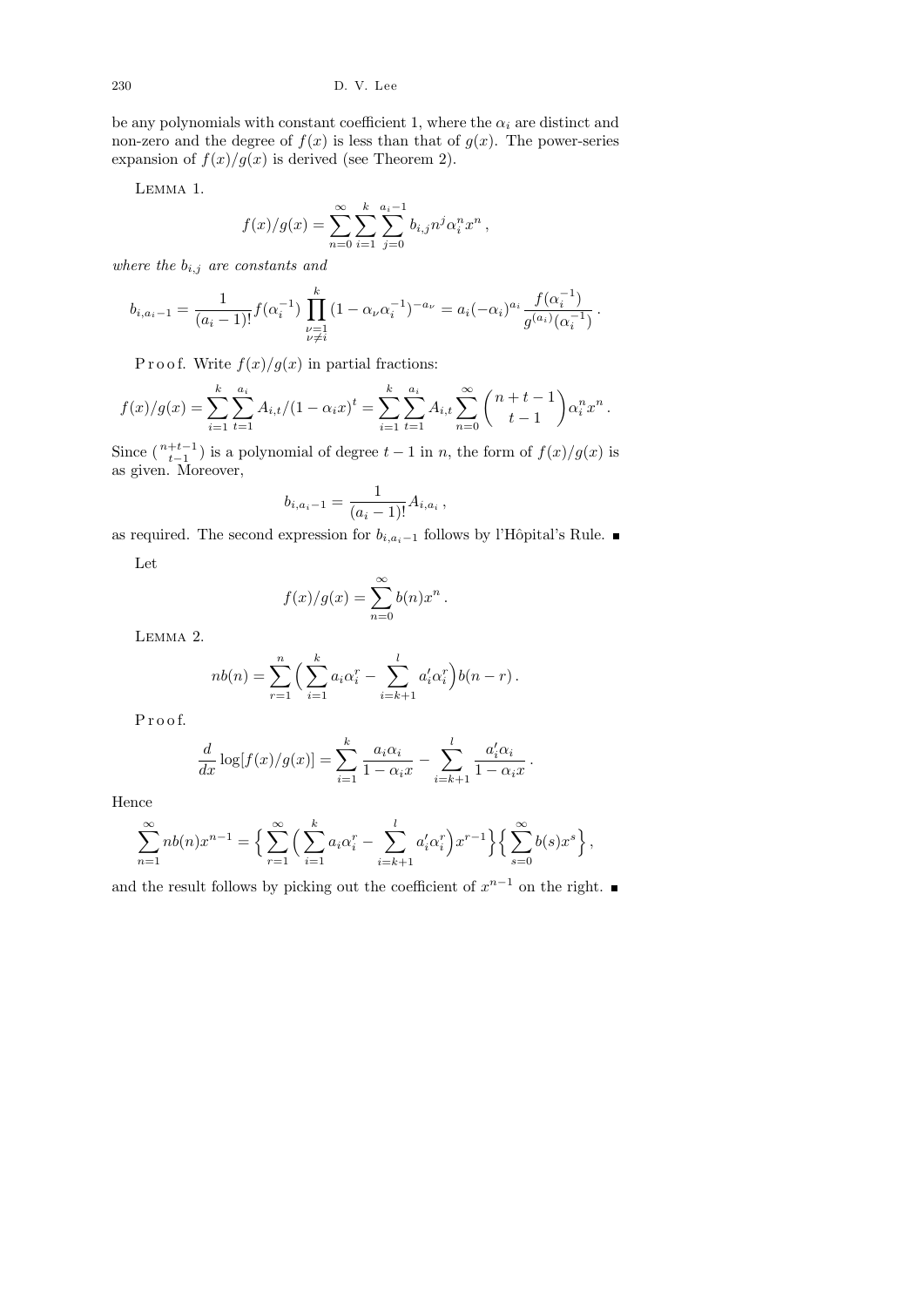be any polynomials with constant coefficient 1, where the $\alpha_i$ are distinct and non-zero and the degree of $f(x)$ is less than that of $g(x)$. The power-series expansion of $f(x)/g(x)$ is derived (see Theorem 2).

Lemma 1.

$$f(x)/g(x) = \sum_{n=0}^{\infty}\sum_{i=1}^{k}\sum_{j=0}^{a_i-1} b_{i,j} n^j \alpha_i^n x^n ,$$

*where the* $b_{i,j}$ *are constants and*

$$b_{i,a_i-1} = \frac{1}{(a_i-1)!} f(\alpha_i^{-1}) \prod_{\substack{\nu=1\\ \nu\neq i}}^{k} (1-\alpha_\nu\alpha_i^{-1})^{-a_\nu} = a_i(-\alpha_i)^{a_i} \frac{f(\alpha_i^{-1})}{g^{(a_i)}(\alpha_i^{-1})} .$$

Proof. Write $f(x)/g(x)$ in partial fractions:

$$f(x)/g(x) = \sum_{i=1}^{k}\sum_{t=1}^{a_i} A_{i,t}/(1-\alpha_i x)^t = \sum_{i=1}^{k}\sum_{t=1}^{a_i} A_{i,t} \sum_{n=0}^{\infty} \binom{n+t-1}{t-1} \alpha_i^n x^n .$$

Since $\binom{n+t-1}{t-1}$ is a polynomial of degree $t-1$ in $n$, the form of $f(x)/g(x)$ is as given. Moreover,

$$b_{i,a_i-1} = \frac{1}{(a_i-1)!} A_{i,a_i} ,$$

as required. The second expression for $b_{i,a_i-1}$ follows by l'Hôpital's Rule. ∎

Let

$$f(x)/g(x) = \sum_{n=0}^{\infty} b(n) x^n .$$

Lemma 2.

$$nb(n) = \sum_{r=1}^{n} \Big( \sum_{i=1}^{k} a_i\alpha_i^r - \sum_{i=k+1}^{l} a_i'\alpha_i^r \Big) b(n-r) .$$

Proof.

$$\frac{d}{dx}\log[f(x)/g(x)] = \sum_{i=1}^{k} \frac{a_i\alpha_i}{1-\alpha_i x} - \sum_{i=k+1}^{l} \frac{a_i'\alpha_i}{1-\alpha_i x} .$$

Hence

$$\sum_{n=1}^{\infty} nb(n)x^{n-1} = \Big\{ \sum_{r=1}^{\infty} \Big( \sum_{i=1}^{k} a_i\alpha_i^r - \sum_{i=k+1}^{l} a_i'\alpha_i^r \Big) x^{r-1} \Big\} \Big\{ \sum_{s=0}^{\infty} b(s)x^s \Big\} ,$$

and the result follows by picking out the coefficient of $x^{n-1}$ on the right. ∎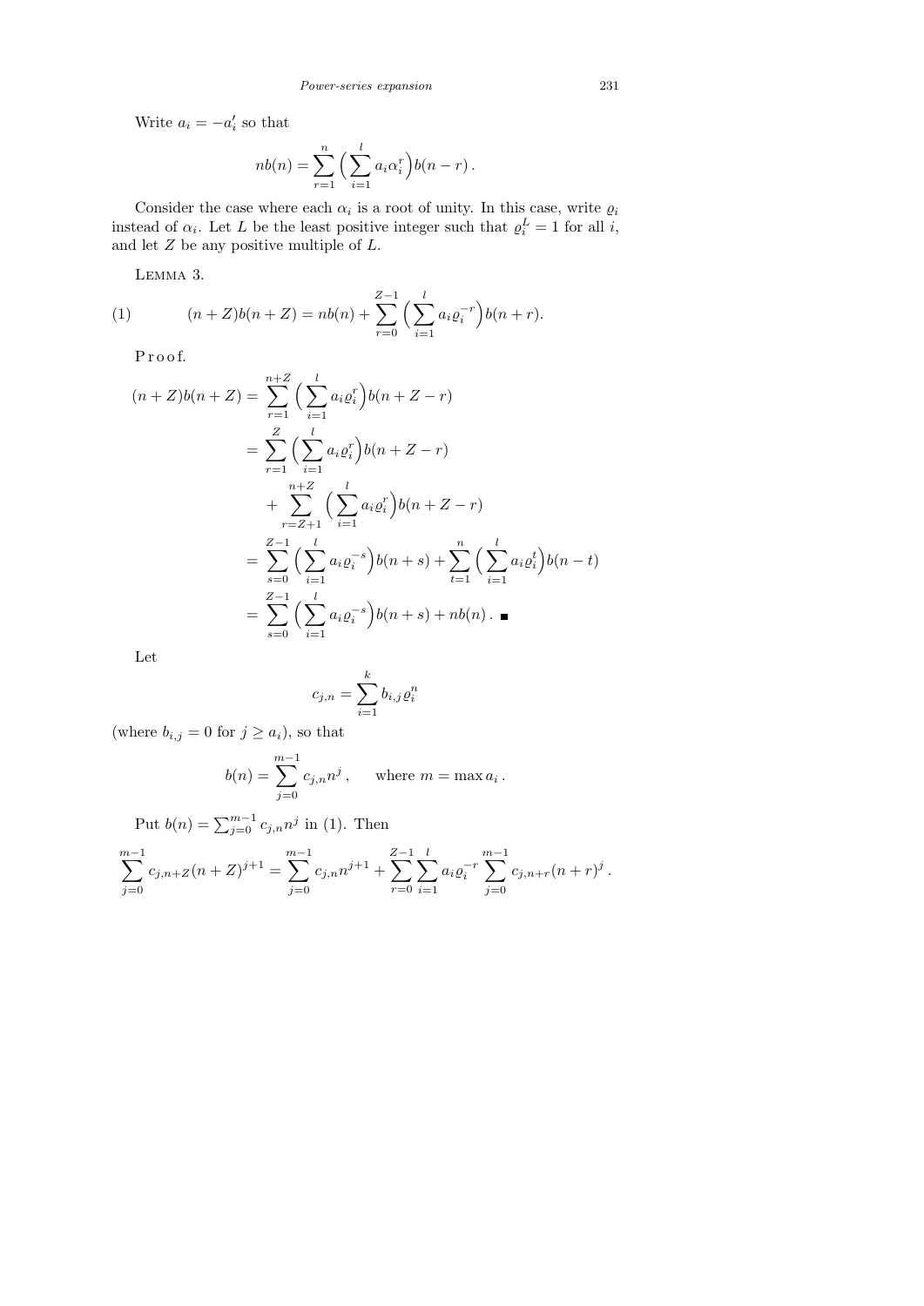Write $a_i = -a_i'$ so that

$$nb(n) = \sum_{r=1}^{n} \Big( \sum_{i=1}^{l} a_i \alpha_i^r \Big) b(n-r) \, .$$

Consider the case where each $\alpha_i$ is a root of unity. In this case, write $\varrho_i$ instead of $\alpha_i$. Let $L$ be the least positive integer such that $\varrho_i^L = 1$ for all $i$, and let $Z$ be any positive multiple of $L$.

Lemma 3.

$$(1) \qquad (n+Z)b(n+Z) = nb(n) + \sum_{r=0}^{Z-1} \Big( \sum_{i=1}^{l} a_i \varrho_i^{-r} \Big) b(n+r).$$

Proof.

$$\begin{aligned}
(n+Z)b(n+Z) &= \sum_{r=1}^{n+Z} \Big( \sum_{i=1}^{l} a_i \varrho_i^{r} \Big) b(n+Z-r) \\
&= \sum_{r=1}^{Z} \Big( \sum_{i=1}^{l} a_i \varrho_i^{r} \Big) b(n+Z-r) \\
&\quad + \sum_{r=Z+1}^{n+Z} \Big( \sum_{i=1}^{l} a_i \varrho_i^{r} \Big) b(n+Z-r) \\
&= \sum_{s=0}^{Z-1} \Big( \sum_{i=1}^{l} a_i \varrho_i^{-s} \Big) b(n+s) + \sum_{t=1}^{n} \Big( \sum_{i=1}^{l} a_i \varrho_i^{t} \Big) b(n-t) \\
&= \sum_{s=0}^{Z-1} \Big( \sum_{i=1}^{l} a_i \varrho_i^{-s} \Big) b(n+s) + nb(n) \, . \ \blacksquare
\end{aligned}$$

Let

$$c_{j,n} = \sum_{i=1}^{k} b_{i,j} \varrho_i^n$$

(where $b_{i,j} = 0$ for $j \geq a_i$), so that

$$b(n) = \sum_{j=0}^{m-1} c_{j,n} n^j \, , \qquad \text{where } m = \max a_i \, .$$

Put $b(n) = \sum_{j=0}^{m-1} c_{j,n} n^j$ in (1). Then

$$\sum_{j=0}^{m-1} c_{j,n+Z}(n+Z)^{j+1} = \sum_{j=0}^{m-1} c_{j,n} n^{j+1} + \sum_{r=0}^{Z-1} \sum_{i=1}^{l} a_i \varrho_i^{-r} \sum_{j=0}^{m-1} c_{j,n+r}(n+r)^j \, .$$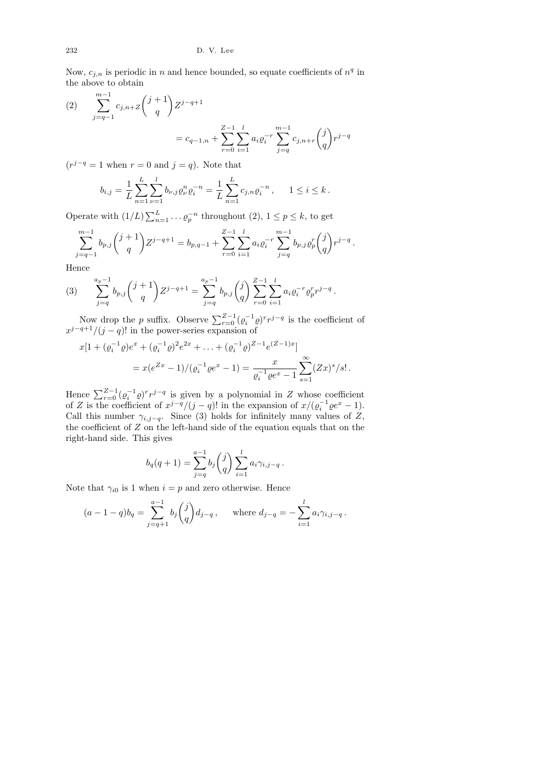Now, $c_{j,n}$ is periodic in $n$ and hence bounded, so equate coefficients of $n^q$ in the above to obtain

$$(2)\qquad \sum_{j=q-1}^{m-1} c_{j,n+Z}\binom{j+1}{q} Z^{j-q+1} = c_{q-1,n} + \sum_{r=0}^{Z-1}\sum_{i=1}^{l} a_i \varrho_i^{-r} \sum_{j=q}^{m-1} c_{j,n+r}\binom{j}{q} r^{j-q}$$

($r^{j-q} = 1$ when $r = 0$ and $j = q$). Note that

$$b_{i,j} = \frac{1}{L}\sum_{n=1}^{L}\sum_{\nu=1}^{l} b_{\nu,j}\varrho_\nu^n \varrho_i^{-n} = \frac{1}{L}\sum_{n=1}^{L} c_{j,n}\varrho_i^{-n}, \qquad 1 \le i \le k\,.$$

Operate with $(1/L)\sum_{n=1}^{L}\ldots\varrho_p^{-n}$ throughout (2), $1 \le p \le k$, to get

$$\sum_{j=q-1}^{m-1} b_{p,j}\binom{j+1}{q} Z^{j-q+1} = b_{p,q-1} + \sum_{r=0}^{Z-1}\sum_{i=1}^{l} a_i\varrho_i^{-r}\sum_{j=q}^{m-1} b_{p,j}\varrho_p^r\binom{j}{q} r^{j-q}\,.$$

Hence

$$(3)\qquad \sum_{j=q}^{a_p-1} b_{p,j}\binom{j+1}{q} Z^{j-q+1} = \sum_{j=q}^{a_p-1} b_{p,j}\binom{j}{q}\sum_{r=0}^{Z-1}\sum_{i=1}^{l} a_i\varrho_i^{-r}\varrho_p^r r^{j-q}\,.$$

Now drop the $p$ suffix. Observe $\sum_{r=0}^{Z-1}(\varrho_i^{-1}\varrho)^r r^{j-q}$ is the coefficient of $x^{j-q+1}/(j-q)!$ in the power-series expansion of

$$\begin{aligned} x[1 + (\varrho_i^{-1}\varrho)e^x + (\varrho_i^{-1}\varrho)^2 e^{2x} + \ldots + (\varrho_i^{-1}\varrho)^{Z-1}e^{(Z-1)x}] \\ = x(e^{Zx}-1)/(\varrho_i^{-1}\varrho e^x - 1) = \frac{x}{\varrho_i^{-1}\varrho e^x - 1}\sum_{s=1}^{\infty}(Zx)^s/s!\,. \end{aligned}$$

Hence $\sum_{r=0}^{Z-1}(\varrho_i^{-1}\varrho)^r r^{j-q}$ is given by a polynomial in $Z$ whose coefficient of $Z$ is the coefficient of $x^{j-q}/(j-q)!$ in the expansion of $x/(\varrho_i^{-1}\varrho e^x - 1)$. Call this number $\gamma_{i,j-q}$. Since (3) holds for infinitely many values of $Z$, the coefficient of $Z$ on the left-hand side of the equation equals that on the right-hand side. This gives

$$b_q(q+1) = \sum_{j=q}^{a-1} b_j\binom{j}{q}\sum_{i=1}^{l} a_i\gamma_{i,j-q}\,.$$

Note that $\gamma_{i0}$ is 1 when $i = p$ and zero otherwise. Hence

$$(a-1-q)b_q = \sum_{j=q+1}^{a-1} b_j\binom{j}{q} d_{j-q}\,, \qquad \text{where } d_{j-q} = -\sum_{i=1}^{l} a_i\gamma_{i,j-q}\,.$$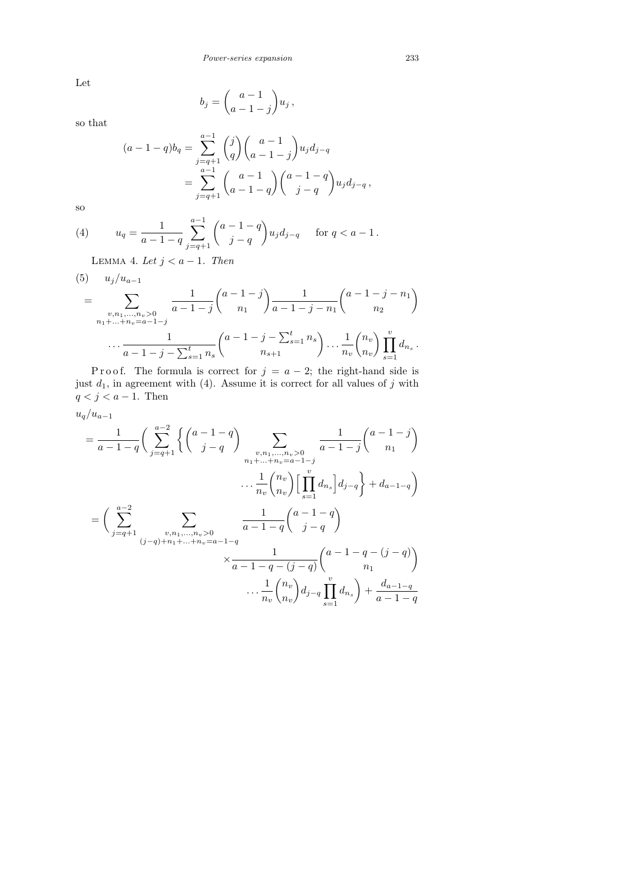Let

$$b_j = \binom{a-1}{a-1-j} u_j ,$$

so that

$$\begin{aligned}(a-1-q)b_q &= \sum_{j=q+1}^{a-1} \binom{j}{q}\binom{a-1}{a-1-j} u_j d_{j-q} \\ &= \sum_{j=q+1}^{a-1} \binom{a-1}{a-1-q}\binom{a-1-q}{j-q} u_j d_{j-q} ,\end{aligned}$$

so

$$u_q = \frac{1}{a-1-q}\sum_{j=q+1}^{a-1}\binom{a-1-q}{j-q} u_j d_{j-q} \quad \text{ for } q < a-1 . \tag{4}$$

Lemma 4. *Let $j < a-1$. Then*

$$\begin{aligned} &u_j/u_{a-1} \\ &= \sum_{\substack{v,n_1,\ldots,n_v>0\\ n_1+\ldots+n_v=a-1-j}} \frac{1}{a-1-j}\binom{a-1-j}{n_1}\frac{1}{a-1-j-n_1}\binom{a-1-j-n_1}{n_2} \\ &\qquad \ldots \frac{1}{a-1-j-\sum_{s=1}^{t} n_s}\binom{a-1-j-\sum_{s=1}^{t} n_s}{n_{s+1}} \ldots \frac{1}{n_v}\binom{n_v}{n_v}\prod_{s=1}^{v} d_{n_s} .\end{aligned} \tag{5}$$

P r o o f. The formula is correct for $j = a-2$; the right-hand side is just $d_1$, in agreement with (4). Assume it is correct for all values of $j$ with $q < j < a-1$. Then

$$\begin{aligned} &u_q/u_{a-1} \\ &= \frac{1}{a-1-q}\bigg(\sum_{j=q+1}^{a-2}\bigg\{\binom{a-1-q}{j-q}\sum_{\substack{v,n_1,\ldots,n_v>0\\ n_1+\ldots+n_v=a-1-j}}\frac{1}{a-1-j}\binom{a-1-j}{n_1} \\ &\qquad\qquad \ldots\frac{1}{n_v}\binom{n_v}{n_v}\Big[\prod_{s=1}^{v} d_{n_s}\Big] d_{j-q}\bigg\} + d_{a-1-q}\bigg) \\ &= \bigg(\sum_{j=q+1}^{a-2}\sum_{\substack{v,n_1,\ldots,n_v>0\\ (j-q)+n_1+\ldots+n_v=a-1-q}}\frac{1}{a-1-q}\binom{a-1-q}{j-q} \\ &\qquad\qquad \times\frac{1}{a-1-q-(j-q)}\binom{a-1-q-(j-q)}{n_1} \\ &\qquad\qquad \ldots\frac{1}{n_v}\binom{n_v}{n_v} d_{j-q}\prod_{s=1}^{v} d_{n_s}\bigg) + \frac{d_{a-1-q}}{a-1-q}\end{aligned}$$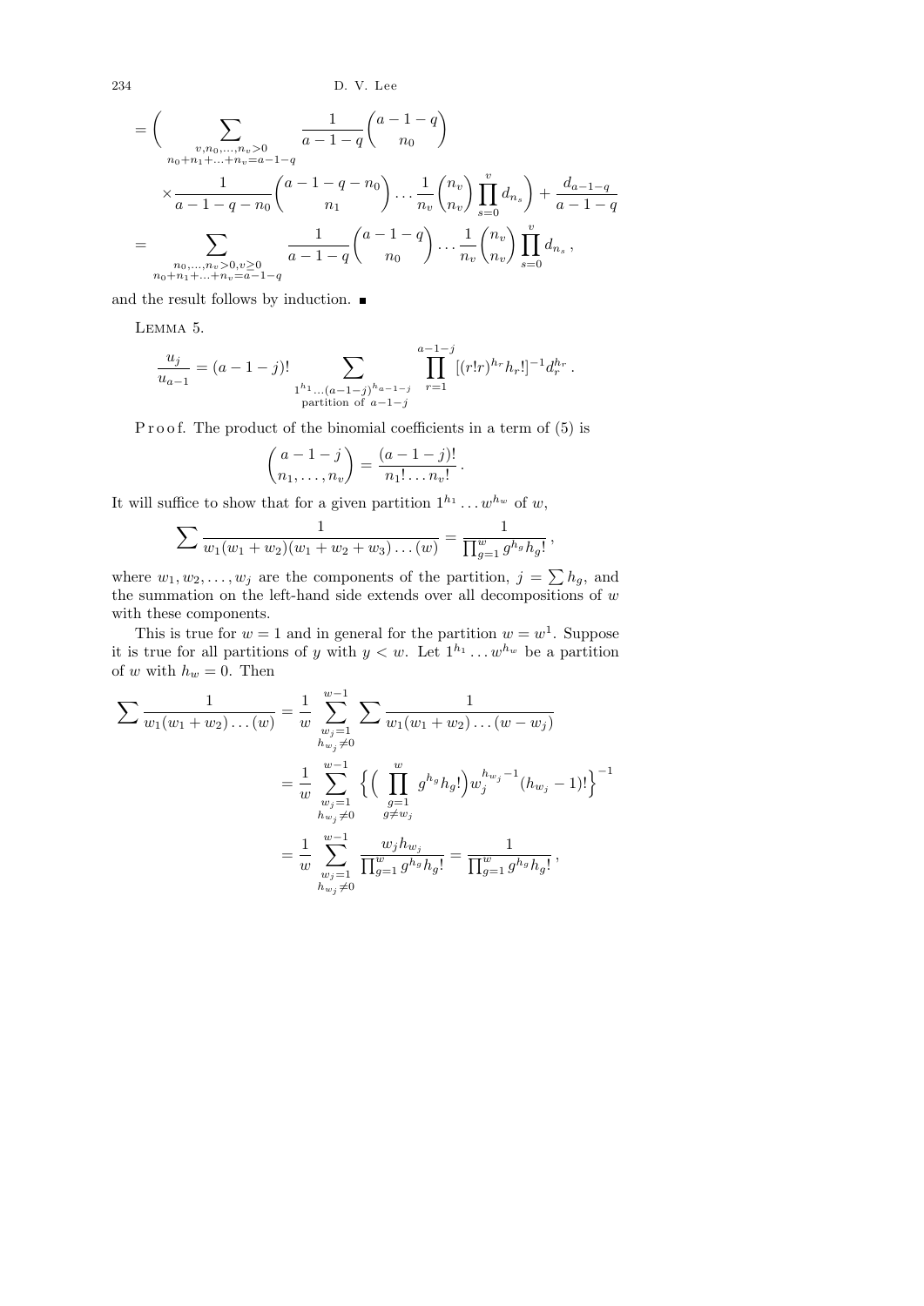$$= \Bigg( \sum_{\substack{v,n_0,\ldots,n_v>0 \\ n_0+n_1+\ldots+n_v=a-1-q}} \frac{1}{a-1-q}\binom{a-1-q}{n_0}$$

$$\times \frac{1}{a-1-q-n_0}\binom{a-1-q-n_0}{n_1}\ldots\frac{1}{n_v}\binom{n_v}{n_v}\prod_{s=0}^{v} d_{n_s}\Bigg) + \frac{d_{a-1-q}}{a-1-q}$$

$$= \sum_{\substack{n_0,\ldots,n_v>0, v\geq 0 \\ n_0+n_1+\ldots+n_v=a-1-q}} \frac{1}{a-1-q}\binom{a-1-q}{n_0}\ldots\frac{1}{n_v}\binom{n_v}{n_v}\prod_{s=0}^{v} d_{n_s},$$

and the result follows by induction. ∎

Lemma 5.

$$\frac{u_j}{u_{a-1}} = (a-1-j)! \sum_{\substack{1^{h_1}\ldots(a-1-j)^{h_{a-1-j}} \\ \text{partition of } a-1-j}} \prod_{r=1}^{a-1-j} [(r!r)^{h_r} h_r!]^{-1} d_r^{h_r}.$$

Proof. The product of the binomial coefficients in a term of (5) is

$$\binom{a-1-j}{n_1,\ldots,n_v} = \frac{(a-1-j)!}{n_1!\ldots n_v!}.$$

It will suffice to show that for a given partition $1^{h_1}\ldots w^{h_w}$ of $w$,

$$\sum \frac{1}{w_1(w_1+w_2)(w_1+w_2+w_3)\ldots(w)} = \frac{1}{\prod_{g=1}^{w} g^{h_g} h_g!},$$

where $w_1, w_2, \ldots, w_j$ are the components of the partition, $j = \sum h_g$, and the summation on the left-hand side extends over all decompositions of $w$ with these components.

This is true for $w = 1$ and in general for the partition $w = w^1$. Suppose it is true for all partitions of $y$ with $y < w$. Let $1^{h_1}\ldots w^{h_w}$ be a partition of $w$ with $h_w = 0$. Then

$$\sum \frac{1}{w_1(w_1+w_2)\ldots(w)} = \frac{1}{w}\sum_{\substack{w_j=1 \\ h_{w_j}\neq 0}}^{w-1} \sum \frac{1}{w_1(w_1+w_2)\ldots(w-w_j)}$$

$$= \frac{1}{w}\sum_{\substack{w_j=1 \\ h_{w_j}\neq 0}}^{w-1} \Big\{\Big(\prod_{\substack{g=1 \\ g\neq w_j}}^{w} g^{h_g} h_g!\Big) w_j^{h_{w_j}-1}(h_{w_j}-1)!\Big\}^{-1}$$

$$= \frac{1}{w}\sum_{\substack{w_j=1 \\ h_{w_j}\neq 0}}^{w-1} \frac{w_j h_{w_j}}{\prod_{g=1}^{w} g^{h_g} h_g!} = \frac{1}{\prod_{g=1}^{w} g^{h_g} h_g!},$$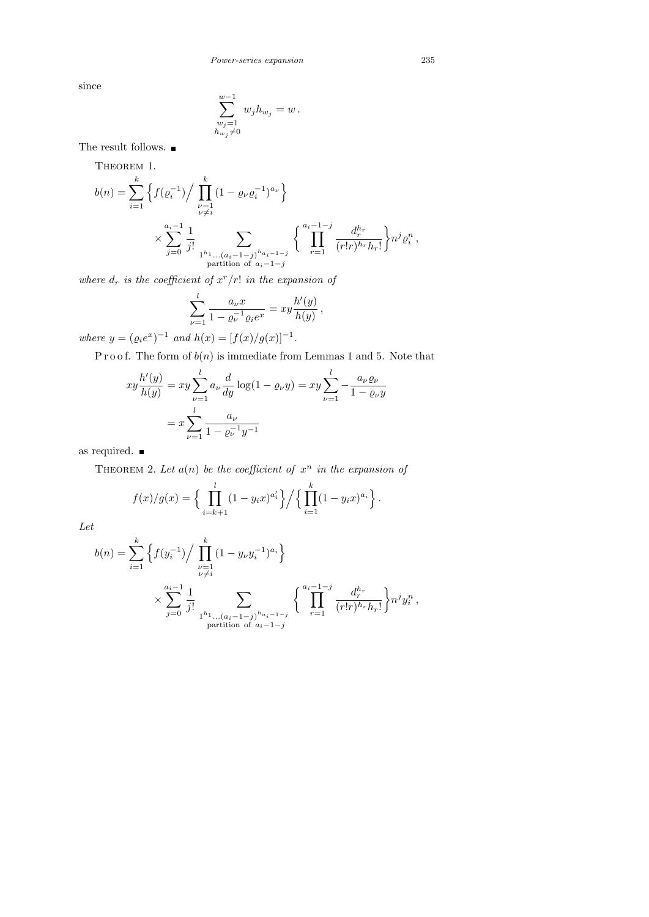since

$$\sum_{\substack{w_j=1\\ h_{w_j}\neq 0}}^{w-1} w_j h_{w_j} = w\,.$$

The result follows. ■

THEOREM 1.

$$b(n)=\sum_{i=1}^{k}\Big\{f(\varrho_i^{-1})\Big/\prod_{\substack{\nu=1\\ \nu\neq i}}^{k}(1-\varrho_\nu\varrho_i^{-1})^{a_\nu}\Big\}
\times\sum_{j=0}^{a_i-1}\frac{1}{j!}\sum_{\substack{1^{h_1}\ldots(a_i-1-j)^{h_{a_i-1-j}}\\ \text{partition of } a_i-1-j}}\Big\{\prod_{r=1}^{a_i-1-j}\frac{d_r^{h_r}}{(r!r)^{h_r}h_r!}\Big\}n^j\varrho_i^n\,,$$

*where $d_r$ is the coefficient of $x^r/r!$ in the expansion of*

$$\sum_{\nu=1}^{l}\frac{a_\nu x}{1-\varrho_\nu^{-1}\varrho_i e^x}=xy\frac{h'(y)}{h(y)}\,,$$

*where $y=(\varrho_i e^x)^{-1}$ and $h(x)=[f(x)/g(x)]^{-1}$.*

Proof. The form of $b(n)$ is immediate from Lemmas 1 and 5. Note that

$$\begin{aligned}
xy\frac{h'(y)}{h(y)} &= xy\sum_{\nu=1}^{l}a_\nu\frac{d}{dy}\log(1-\varrho_\nu y)=xy\sum_{\nu=1}^{l}-\frac{a_\nu\varrho_\nu}{1-\varrho_\nu y}\\
&= x\sum_{\nu=1}^{l}\frac{a_\nu}{1-\varrho_\nu^{-1}y^{-1}}
\end{aligned}$$

as required. ■

THEOREM 2. *Let $a(n)$ be the coefficient of $x^n$ in the expansion of*

$$f(x)/g(x)=\Big\{\prod_{i=k+1}^{l}(1-y_ix)^{a_i'}\Big\}\Big/\Big\{\prod_{i=1}^{k}(1-y_ix)^{a_i}\Big\}\,.$$

*Let*

$$b(n)=\sum_{i=1}^{k}\Big\{f(y_i^{-1})\Big/\prod_{\substack{\nu=1\\ \nu\neq i}}^{k}(1-y_\nu y_i^{-1})^{a_i}\Big\}
\times\sum_{j=0}^{a_i-1}\frac{1}{j!}\sum_{\substack{1^{h_1}\ldots(a_i-1-j)^{h_{a_i-1-j}}\\ \text{partition of } a_i-1-j}}\Big\{\prod_{r=1}^{a_i-1-j}\frac{d_r^{h_r}}{(r!r)^{h_r}h_r!}\Big\}n^j y_i^n\,,$$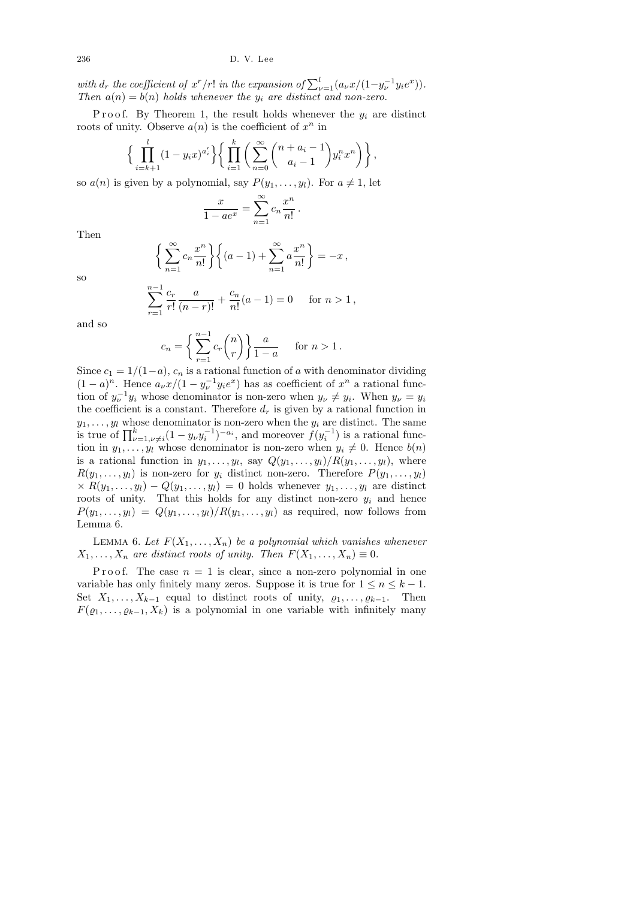*with $d_r$ the coefficient of $x^r/r!$ in the expansion of $\sum_{\nu=1}^{l}(a_\nu x/(1-y_\nu^{-1}y_i e^x))$. Then $a(n)=b(n)$ holds whenever the $y_i$ are distinct and non-zero.*

Proof. By Theorem 1, the result holds whenever the $y_i$ are distinct roots of unity. Observe $a(n)$ is the coefficient of $x^n$ in

$$\Big\{\prod_{i=k+1}^{l}(1-y_i x)^{a_i'}\Big\}\Big\{\prod_{i=1}^{k}\Big(\sum_{n=0}^{\infty}\binom{n+a_i-1}{a_i-1}y_i^n x^n\Big)\Big\},$$

so $a(n)$ is given by a polynomial, say $P(y_1,\ldots,y_l)$. For $a\neq 1$, let

$$\frac{x}{1-ae^x}=\sum_{n=1}^{\infty}c_n\frac{x^n}{n!}\,.$$

Then

$$\Big\{\sum_{n=1}^{\infty}c_n\frac{x^n}{n!}\Big\}\Big\{(a-1)+\sum_{n=1}^{\infty}a\frac{x^n}{n!}\Big\}=-x\,,$$

so

$$\sum_{r=1}^{n-1}\frac{c_r}{r!}\,\frac{a}{(n-r)!}+\frac{c_n}{n!}(a-1)=0\qquad\text{for } n>1\,,$$

and so

$$c_n=\Big\{\sum_{r=1}^{n-1}c_r\binom{n}{r}\Big\}\frac{a}{1-a}\qquad\text{for } n>1\,.$$

Since $c_1=1/(1-a)$, $c_n$ is a rational function of $a$ with denominator dividing $(1-a)^n$. Hence $a_\nu x/(1-y_\nu^{-1}y_i e^x)$ has as coefficient of $x^n$ a rational function of $y_\nu^{-1}y_i$ whose denominator is non-zero when $y_\nu\neq y_i$. When $y_\nu=y_i$ the coefficient is a constant. Therefore $d_r$ is given by a rational function in $y_1,\ldots,y_l$ whose denominator is non-zero when the $y_i$ are distinct. The same is true of $\prod_{\nu=1,\nu\neq i}^{k}(1-y_\nu y_i^{-1})^{-a_i}$, and moreover $f(y_i^{-1})$ is a rational function in $y_1,\ldots,y_l$ whose denominator is non-zero when $y_i\neq 0$. Hence $b(n)$ is a rational function in $y_1,\ldots,y_l$, say $Q(y_1,\ldots,y_l)/R(y_1,\ldots,y_l)$, where $R(y_1,\ldots,y_l)$ is non-zero for $y_i$ distinct non-zero. Therefore $P(y_1,\ldots,y_l)\times R(y_1,\ldots,y_l)-Q(y_1,\ldots,y_l)=0$ holds whenever $y_1,\ldots,y_l$ are distinct roots of unity. That this holds for any distinct non-zero $y_i$ and hence $P(y_1,\ldots,y_l)=Q(y_1,\ldots,y_l)/R(y_1,\ldots,y_l)$ as required, now follows from Lemma 6.

Lemma 6. *Let $F(X_1,\ldots,X_n)$ be a polynomial which vanishes whenever $X_1,\ldots,X_n$ are distinct roots of unity. Then $F(X_1,\ldots,X_n)\equiv 0$.*

Proof. The case $n=1$ is clear, since a non-zero polynomial in one variable has only finitely many zeros. Suppose it is true for $1\le n\le k-1$. Set $X_1,\ldots,X_{k-1}$ equal to distinct roots of unity, $\varrho_1,\ldots,\varrho_{k-1}$. Then $F(\varrho_1,\ldots,\varrho_{k-1},X_k)$ is a polynomial in one variable with infinitely many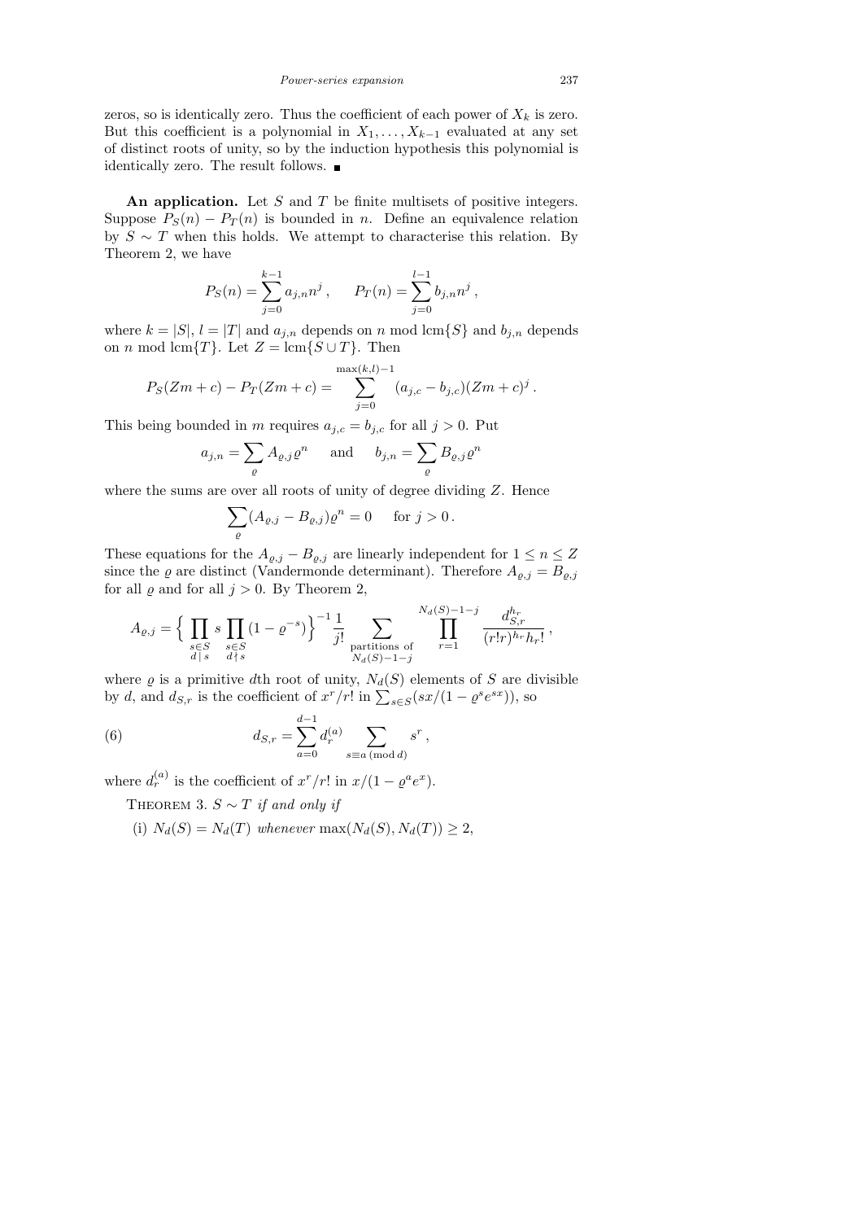zeros, so is identically zero. Thus the coefficient of each power of $X_k$ is zero. But this coefficient is a polynomial in $X_1, \ldots, X_{k-1}$ evaluated at any set of distinct roots of unity, so by the induction hypothesis this polynomial is identically zero. The result follows. ∎

**An application.** Let $S$ and $T$ be finite multisets of positive integers. Suppose $P_S(n) - P_T(n)$ is bounded in $n$. Define an equivalence relation by $S \sim T$ when this holds. We attempt to characterise this relation. By Theorem 2, we have

$$P_S(n) = \sum_{j=0}^{k-1} a_{j,n} n^j \,, \qquad P_T(n) = \sum_{j=0}^{l-1} b_{j,n} n^j \,,$$

where $k = |S|$, $l = |T|$ and $a_{j,n}$ depends on $n \bmod \operatorname{lcm}\{S\}$ and $b_{j,n}$ depends on $n \bmod \operatorname{lcm}\{T\}$. Let $Z = \operatorname{lcm}\{S \cup T\}$. Then

$$P_S(Zm+c) - P_T(Zm+c) = \sum_{j=0}^{\max(k,l)-1} (a_{j,c} - b_{j,c})(Zm+c)^j \,.$$

This being bounded in $m$ requires $a_{j,c} = b_{j,c}$ for all $j > 0$. Put

$$a_{j,n} = \sum_{\varrho} A_{\varrho,j} \varrho^n \quad \text{ and } \quad b_{j,n} = \sum_{\varrho} B_{\varrho,j} \varrho^n$$

where the sums are over all roots of unity of degree dividing $Z$. Hence

$$\sum_{\varrho} (A_{\varrho,j} - B_{\varrho,j}) \varrho^n = 0 \quad \text{ for } j > 0 \,.$$

These equations for the $A_{\varrho,j} - B_{\varrho,j}$ are linearly independent for $1 \le n \le Z$ since the $\varrho$ are distinct (Vandermonde determinant). Therefore $A_{\varrho,j} = B_{\varrho,j}$ for all $\varrho$ and for all $j > 0$. By Theorem 2,

$$A_{\varrho,j} = \Big\{ \prod_{\substack{s \in S \\ d \mid s}} s \prod_{\substack{s \in S \\ d \nmid s}} (1 - \varrho^{-s}) \Big\}^{-1} \frac{1}{j!} \sum_{\substack{\text{partitions of} \\ N_d(S)-1-j}} \prod_{r=1}^{N_d(S)-1-j} \frac{d_{S,r}^{h_r}}{(r!r)^{h_r} h_r!} \,,$$

where $\varrho$ is a primitive $d$th root of unity, $N_d(S)$ elements of $S$ are divisible by $d$, and $d_{S,r}$ is the coefficient of $x^r/r!$ in $\sum_{s \in S} (sx/(1 - \varrho^s e^{sx}))$, so

$$d_{S,r} = \sum_{a=0}^{d-1} d_r^{(a)} \sum_{s \equiv a \, (\operatorname{mod} d)} s^r \,, \tag{6}$$

where $d_r^{(a)}$ is the coefficient of $x^r/r!$ in $x/(1 - \varrho^a e^x)$.

THEOREM 3. *$S \sim T$ if and only if*

(i) *$N_d(S) = N_d(T)$ whenever $\max(N_d(S), N_d(T)) \ge 2$,*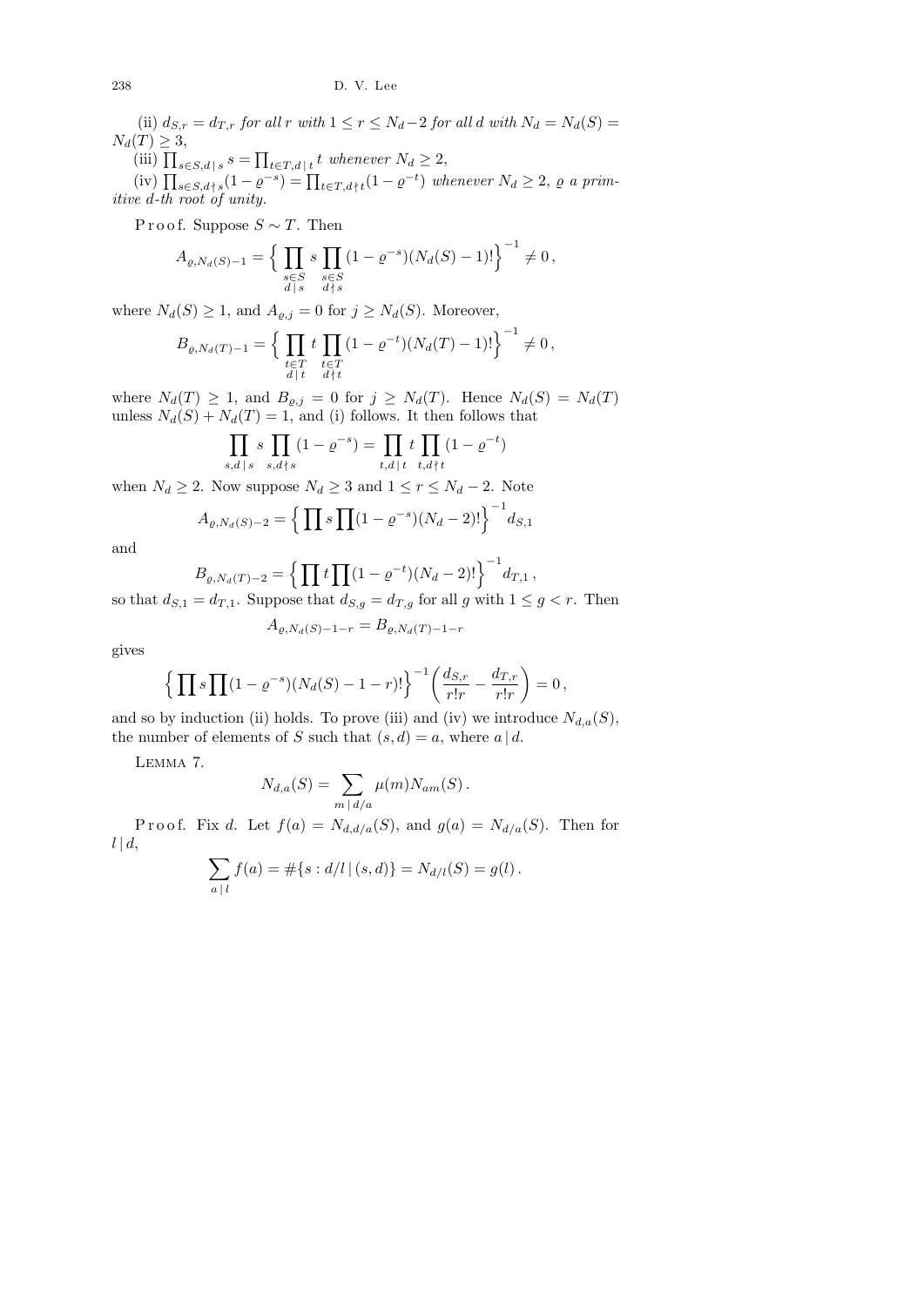(ii) $d_{S,r} = d_{T,r}$ *for all* $r$ *with* $1 \le r \le N_d - 2$ *for all* $d$ *with* $N_d = N_d(S) = N_d(T) \ge 3$,

(iii) $\prod_{s\in S, d\,|\,s} s = \prod_{t \in T, d\,|\,t} t$ *whenever* $N_d \ge 2$,

(iv) $\prod_{s \in S, d\nmid s}(1-\varrho^{-s}) = \prod_{t\in T, d \nmid t}(1-\varrho^{-t})$ *whenever* $N_d \ge 2$, $\varrho$ *a primitive* $d$*-th root of unity.*

Proof. Suppose $S \sim T$. Then

$$A_{\varrho, N_d(S)-1} = \Big\{ \prod_{\substack{s\in S\\ d\,|\,s}} s \prod_{\substack{s \in S\\ d\nmid s}} (1-\varrho^{-s})(N_d(S)-1)! \Big\}^{-1} \neq 0\,,$$

where $N_d(S) \ge 1$, and $A_{\varrho,j} = 0$ for $j \ge N_d(S)$. Moreover,

$$B_{\varrho, N_d(T)-1} = \Big\{ \prod_{\substack{t\in T\\ d\,|\,t}} t \prod_{\substack{t \in T\\ d\nmid t}} (1-\varrho^{-t})(N_d(T)-1)! \Big\}^{-1} \neq 0\,,$$

where $N_d(T) \ge 1$, and $B_{\varrho,j} = 0$ for $j \ge N_d(T)$. Hence $N_d(S) = N_d(T)$ unless $N_d(S) + N_d(T) = 1$, and (i) follows. It then follows that

$$\prod_{s, d\,|\,s} s \prod_{s, d\nmid s} (1-\varrho^{-s}) = \prod_{t, d\,|\,t} t \prod_{t, d\nmid t}(1-\varrho^{-t})$$

when $N_d \ge 2$. Now suppose $N_d \ge 3$ and $1 \le r \le N_d - 2$. Note

$$A_{\varrho, N_d(S)-2} = \Big\{ \prod s \prod (1-\varrho^{-s})(N_d-2)! \Big\}^{-1} d_{S,1}$$

and

$$B_{\varrho, N_d(T)-2} = \Big\{ \prod t \prod (1-\varrho^{-t})(N_d-2)! \Big\}^{-1} d_{T,1}\,,$$

so that $d_{S,1} = d_{T,1}$. Suppose that $d_{S,g} = d_{T,g}$ for all $g$ with $1 \le g < r$. Then

$$A_{\varrho, N_d(S)-1-r} = B_{\varrho, N_d(T)-1-r}$$

gives

$$\Big\{ \prod s \prod (1-\varrho^{-s})(N_d(S)-1-r)! \Big\}^{-1} \Big( \frac{d_{S,r}}{r!r} - \frac{d_{T,r}}{r!r} \Big) = 0\,,$$

and so by induction (ii) holds. To prove (iii) and (iv) we introduce $N_{d,a}(S)$, the number of elements of $S$ such that $(s,d) = a$, where $a\,|\,d$.

Lemma 7.

$$N_{d,a}(S) = \sum_{m\,|\,d/a} \mu(m) N_{am}(S)\,.$$

Proof. Fix $d$. Let $f(a) = N_{d,d/a}(S)$, and $g(a) = N_{d/a}(S)$. Then for $l\,|\,d$,

$$\sum_{a\,|\,l} f(a) = \#\{s : d/l \,|\, (s,d)\} = N_{d/l}(S) = g(l)\,.$$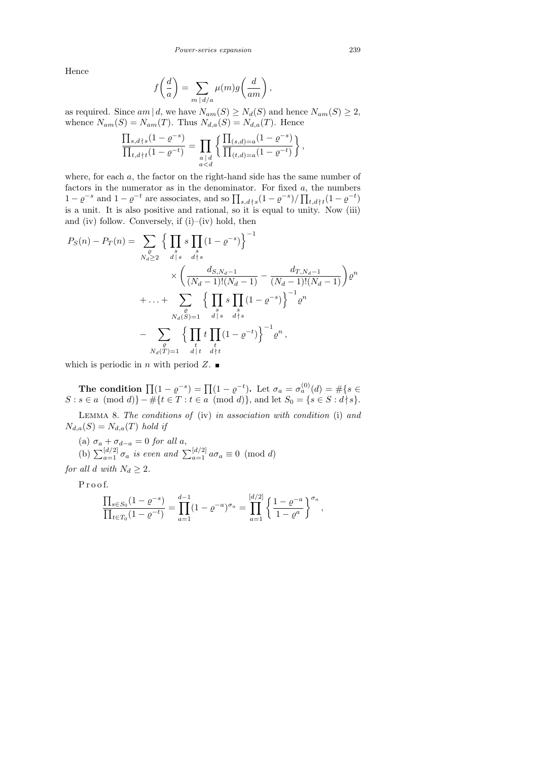Hence

$$f\left(\frac{d}{a}\right) = \sum_{m \mid d/a} \mu(m) g\left(\frac{d}{am}\right),$$

as required. Since $am \mid d$, we have $N_{am}(S) \geq N_d(S)$ and hence $N_{am}(S) \geq 2$, whence $N_{am}(S) = N_{am}(T)$. Thus $N_{d,a}(S) = N_{d,a}(T)$. Hence

$$\frac{\prod_{s, d \nmid s}(1 - \varrho^{-s})}{\prod_{t, d \nmid t}(1 - \varrho^{-t})} = \prod_{\substack{a \mid d \\ a < d}} \left\{ \frac{\prod_{(s,d)=a}(1 - \varrho^{-s})}{\prod_{(t,d)=a}(1 - \varrho^{-t})} \right\},$$

where, for each $a$, the factor on the right-hand side has the same number of factors in the numerator as in the denominator. For fixed $a$, the numbers $1 - \varrho^{-s}$ and $1 - \varrho^{-t}$ are associates, and so $\prod_{s, d \nmid s}(1 - \varrho^{-s}) / \prod_{t, d \nmid t}(1 - \varrho^{-t})$ is a unit. It is also positive and rational, so it is equal to unity. Now (iii) and (iv) follow. Conversely, if (i)–(iv) hold, then

$$\begin{aligned}
P_S(n) - P_T(n) = \sum_{\substack{\varrho \\ N_d \geq 2}} & \Big\{ \prod_{\substack{s \\ d \mid s}} s \prod_{\substack{s \\ d \nmid s}} (1 - \varrho^{-s}) \Big\}^{-1} \\
& \times \left( \frac{d_{S, N_d - 1}}{(N_d - 1)!(N_d - 1)} - \frac{d_{T, N_d - 1}}{(N_d - 1)!(N_d - 1)} \right) \varrho^n \\
+ \ldots + & \sum_{\substack{\varrho \\ N_d(S) = 1}} \Big\{ \prod_{\substack{s \\ d \mid s}} s \prod_{\substack{s \\ d \nmid s}} (1 - \varrho^{-s}) \Big\}^{-1} \varrho^n \\
- & \sum_{\substack{\varrho \\ N_d(T) = 1}} \Big\{ \prod_{\substack{t \\ d \mid t}} t \prod_{\substack{t \\ d \nmid t}} (1 - \varrho^{-t}) \Big\}^{-1} \varrho^n,
\end{aligned}$$

which is periodic in $n$ with period $Z$. ∎

**The condition $\prod(1 - \varrho^{-s}) = \prod(1 - \varrho^{-t})$.** Let $\sigma_a = \sigma_a^{(0)}(d) = \#\{s \in S : s \in a \pmod{d}\} - \#\{t \in T : t \in a \pmod{d}\}$, and let $S_0 = \{s \in S : d \nmid s\}$.

Lemma 8. *The conditions of* (iv) *in association with condition* (i) *and* $N_{d,a}(S) = N_{d,a}(T)$ *hold if*

(a) $\sigma_a + \sigma_{d-a} = 0$ *for all* $a$,

(b) $\sum_{a=1}^{[d/2]} \sigma_a$ *is even and* $\sum_{a=1}^{[d/2]} a\sigma_a \equiv 0 \pmod{d}$

*for all* $d$ *with* $N_d \geq 2$.

Proof.

$$\frac{\prod_{s \in S_0}(1 - \varrho^{-s})}{\prod_{t \in T_0}(1 - \varrho^{-t})} = \prod_{a=1}^{d-1}(1 - \varrho^{-a})^{\sigma_a} = \prod_{a=1}^{[d/2]} \left\{ \frac{1 - \varrho^{-a}}{1 - \varrho^{a}} \right\}^{\sigma_a},$$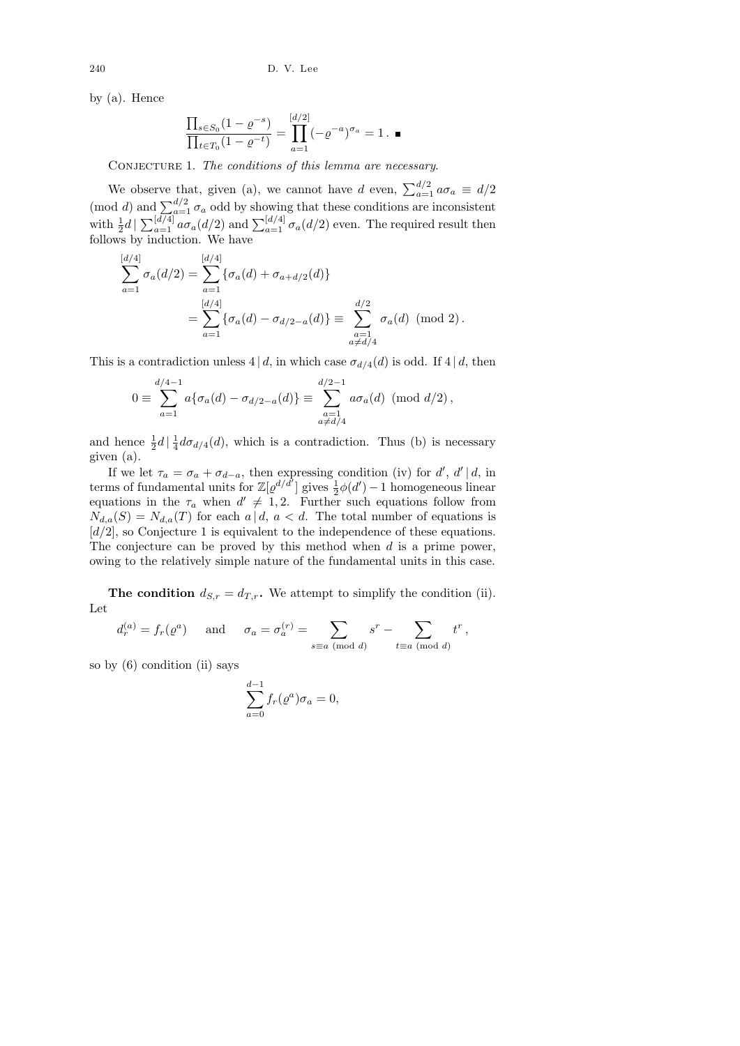by (a). Hence

$$\frac{\prod_{s\in S_0}(1-\varrho^{-s})}{\prod_{t\in T_0}(1-\varrho^{-t})}=\prod_{a=1}^{[d/2]}(-\varrho^{-a})^{\sigma_a}=1\,. \ \blacksquare$$

Conjecture 1. *The conditions of this lemma are necessary.*

We observe that, given (a), we cannot have $d$ even, $\sum_{a=1}^{d/2} a\sigma_a \equiv d/2 \pmod d$ and $\sum_{a=1}^{d/2}\sigma_a$ odd by showing that these conditions are inconsistent with $\frac12 d \mid \sum_{a=1}^{[d/4]} a\sigma_a(d/2)$ and $\sum_{a=1}^{[d/4]}\sigma_a(d/2)$ even. The required result then follows by induction. We have

$$\begin{aligned}\sum_{a=1}^{[d/4]}\sigma_a(d/2)&=\sum_{a=1}^{[d/4]}\{\sigma_a(d)+\sigma_{a+d/2}(d)\}\\&=\sum_{a=1}^{[d/4]}\{\sigma_a(d)-\sigma_{d/2-a}(d)\}\equiv\sum_{\substack{a=1\\a\neq d/4}}^{d/2}\sigma_a(d)\pmod 2\,.\end{aligned}$$

This is a contradiction unless $4\mid d$, in which case $\sigma_{d/4}(d)$ is odd. If $4\mid d$, then

$$0\equiv\sum_{a=1}^{d/4-1}a\{\sigma_a(d)-\sigma_{d/2-a}(d)\}\equiv\sum_{\substack{a=1\\a\neq d/4}}^{d/2-1}a\sigma_a(d)\pmod{d/2}\,,$$

and hence $\frac12 d\mid \frac14 d\sigma_{d/4}(d)$, which is a contradiction. Thus (b) is necessary given (a).

If we let $\tau_a=\sigma_a+\sigma_{d-a}$, then expressing condition (iv) for $d'$, $d'\mid d$, in terms of fundamental units for $\mathbb{Z}[\varrho^{d/d'}]$ gives $\frac12\phi(d')-1$ homogeneous linear equations in the $\tau_a$ when $d'\neq 1,2$. Further such equations follow from $N_{d,a}(S)=N_{d,a}(T)$ for each $a\mid d$, $a<d$. The total number of equations is $[d/2]$, so Conjecture 1 is equivalent to the independence of these equations. The conjecture can be proved by this method when $d$ is a prime power, owing to the relatively simple nature of the fundamental units in this case.

**The condition $d_{S,r}=d_{T,r}$.** We attempt to simplify the condition (ii). Let

$$d_r^{(a)}=f_r(\varrho^a)\qquad\text{and}\qquad \sigma_a=\sigma_a^{(r)}=\sum_{s\equiv a \pmod d}s^r-\sum_{t\equiv a\pmod d}t^r\,,$$

so by (6) condition (ii) says

$$\sum_{a=0}^{d-1}f_r(\varrho^a)\sigma_a=0,$$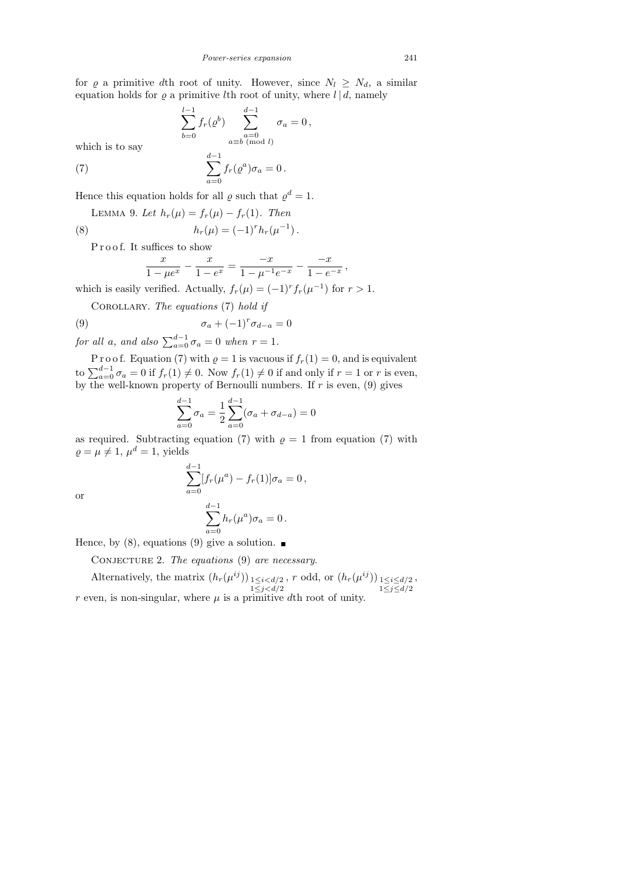for $\varrho$ a primitive $d$th root of unity. However, since $N_l \geq N_d$, a similar equation holds for $\varrho$ a primitive $l$th root of unity, where $l \mid d$, namely

$$\sum_{b=0}^{l-1} f_r(\varrho^b) \sum_{\substack{a=0 \\ a \equiv b \ (\mathrm{mod}\ l)}}^{d-1} \sigma_a = 0 \,,$$

which is to say

$$\sum_{a=0}^{d-1} f_r(\varrho^a)\sigma_a = 0 \,. \tag{7}$$

Hence this equation holds for all $\varrho$ such that $\varrho^d = 1$.

LEMMA 9. *Let* $h_r(\mu) = f_r(\mu) - f_r(1)$. *Then*

$$h_r(\mu) = (-1)^r h_r(\mu^{-1}) \,. \tag{8}$$

Proof. It suffices to show

$$\frac{x}{1-\mu e^x} - \frac{x}{1-e^x} = \frac{-x}{1-\mu^{-1}e^{-x}} - \frac{-x}{1-e^{-x}} \,,$$

which is easily verified. Actually, $f_r(\mu) = (-1)^r f_r(\mu^{-1})$ for $r > 1$.

COROLLARY. *The equations* (7) *hold if*

$$\sigma_a + (-1)^r \sigma_{d-a} = 0 \tag{9}$$

*for all* $a$, *and also* $\sum_{a=0}^{d-1} \sigma_a = 0$ *when* $r = 1$.

Proof. Equation (7) with $\varrho = 1$ is vacuous if $f_r(1) = 0$, and is equivalent to $\sum_{a=0}^{d-1} \sigma_a = 0$ if $f_r(1) \neq 0$. Now $f_r(1) \neq 0$ if and only if $r = 1$ or $r$ is even, by the well-known property of Bernoulli numbers. If $r$ is even, (9) gives

$$\sum_{a=0}^{d-1} \sigma_a = \frac{1}{2} \sum_{a=0}^{d-1} (\sigma_a + \sigma_{d-a}) = 0$$

as required. Subtracting equation (7) with $\varrho = 1$ from equation (7) with $\varrho = \mu \neq 1$, $\mu^d = 1$, yields

$$\sum_{a=0}^{d-1} [f_r(\mu^a) - f_r(1)]\sigma_a = 0 \,,$$

or

$$\sum_{a=0}^{d-1} h_r(\mu^a)\sigma_a = 0 \,.$$

Hence, by (8), equations (9) give a solution. ∎

CONJECTURE 2. *The equations* (9) *are necessary.*

Alternatively, the matrix $(h_r(\mu^{ij}))_{\substack{1 \leq i < d/2 \\ 1 \leq j < d/2}}$, $r$ odd, or $(h_r(\mu^{ij}))_{\substack{1 \leq i \leq d/2 \\ 1 \leq j \leq d/2}}$, $r$ even, is non-singular, where $\mu$ is a primitive $d$th root of unity.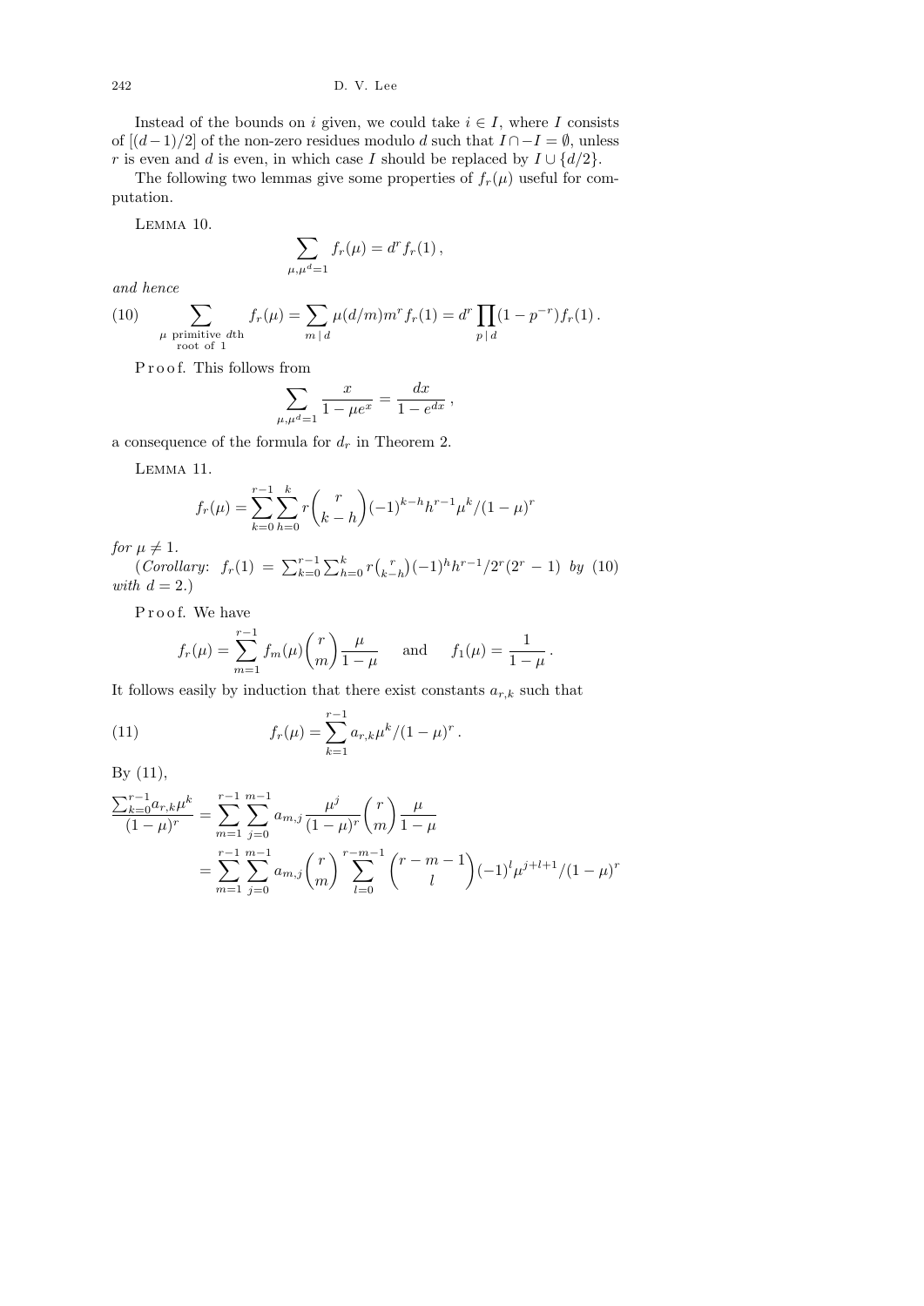Instead of the bounds on $i$ given, we could take $i \in I$, where $I$ consists of $[(d-1)/2]$ of the non-zero residues modulo $d$ such that $I \cap -I = \emptyset$, unless $r$ is even and $d$ is even, in which case $I$ should be replaced by $I \cup \{d/2\}$.

The following two lemmas give some properties of $f_r(\mu)$ useful for computation.

Lemma 10.

$$\sum_{\mu,\mu^d=1} f_r(\mu) = d^r f_r(1)\,,$$

*and hence*

$$\sum_{\substack{\mu \text{ primitive } d\text{th} \\ \text{root of } 1}} f_r(\mu) = \sum_{m\,|\,d} \mu(d/m) m^r f_r(1) = d^r \prod_{p\,|\,d} (1-p^{-r}) f_r(1)\,. \tag{10}$$

Proof. This follows from

$$\sum_{\mu,\mu^d=1} \frac{x}{1-\mu e^x} = \frac{dx}{1-e^{dx}}\,,$$

a consequence of the formula for $d_r$ in Theorem 2.

Lemma 11.

$$f_r(\mu) = \sum_{k=0}^{r-1} \sum_{h=0}^{k} r \binom{r}{k-h} (-1)^{k-h} h^{r-1} \mu^k / (1-\mu)^r$$

*for* $\mu \neq 1$.

(*Corollary*: $f_r(1) = \sum_{k=0}^{r-1} \sum_{h=0}^{k} r \binom{r}{k-h} (-1)^h h^{r-1} / 2^r(2^r-1)$ *by* (10) *with* $d=2$.)

Proof. We have

$$f_r(\mu) = \sum_{m=1}^{r-1} f_m(\mu) \binom{r}{m} \frac{\mu}{1-\mu} \quad \text{ and } \quad f_1(\mu) = \frac{1}{1-\mu}\,.$$

It follows easily by induction that there exist constants $a_{r,k}$ such that

$$f_r(\mu) = \sum_{k=1}^{r-1} a_{r,k} \mu^k / (1-\mu)^r\,. \tag{11}$$

By (11),

$$\begin{aligned}
\frac{\sum_{k=0}^{r-1} a_{r,k}\mu^k}{(1-\mu)^r} &= \sum_{m=1}^{r-1} \sum_{j=0}^{m-1} a_{m,j} \frac{\mu^j}{(1-\mu)^r} \binom{r}{m} \frac{\mu}{1-\mu} \\
&= \sum_{m=1}^{r-1} \sum_{j=0}^{m-1} a_{m,j} \binom{r}{m} \sum_{l=0}^{r-m-1} \binom{r-m-1}{l} (-1)^l \mu^{j+l+1} / (1-\mu)^r
\end{aligned}$$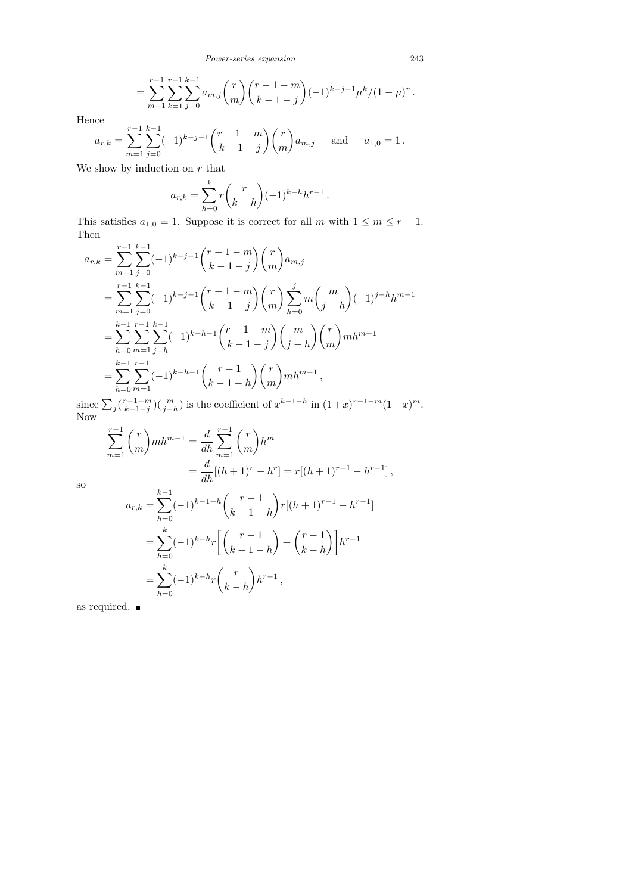$$= \sum_{m=1}^{r-1} \sum_{k=1}^{r-1} \sum_{j=0}^{k-1} a_{m,j} \binom{r}{m} \binom{r-1-m}{k-1-j} (-1)^{k-j-1} \mu^k / (1-\mu)^r .$$

Hence

$$a_{r,k} = \sum_{m=1}^{r-1} \sum_{j=0}^{k-1} (-1)^{k-j-1} \binom{r-1-m}{k-1-j} \binom{r}{m} a_{m,j} \quad \text{and} \quad a_{1,0} = 1 .$$

We show by induction on $r$ that

$$a_{r,k} = \sum_{h=0}^{k} r \binom{r}{k-h} (-1)^{k-h} h^{r-1} .$$

This satisfies $a_{1,0} = 1$. Suppose it is correct for all $m$ with $1 \le m \le r-1$. Then

$$\begin{aligned}
a_{r,k} &= \sum_{m=1}^{r-1} \sum_{j=0}^{k-1} (-1)^{k-j-1} \binom{r-1-m}{k-1-j} \binom{r}{m} a_{m,j} \\
&= \sum_{m=1}^{r-1} \sum_{j=0}^{k-1} (-1)^{k-j-1} \binom{r-1-m}{k-1-j} \binom{r}{m} \sum_{h=0}^{j} m \binom{m}{j-h} (-1)^{j-h} h^{m-1} \\
&= \sum_{h=0}^{k-1} \sum_{m=1}^{r-1} \sum_{j=h}^{k-1} (-1)^{k-h-1} \binom{r-1-m}{k-1-j} \binom{m}{j-h} \binom{r}{m} m h^{m-1} \\
&= \sum_{h=0}^{k-1} \sum_{m=1}^{r-1} (-1)^{k-h-1} \binom{r-1}{k-1-h} \binom{r}{m} m h^{m-1} ,
\end{aligned}$$

since $\sum_j \binom{r-1-m}{k-1-j}\binom{m}{j-h}$ is the coefficient of $x^{k-1-h}$ in $(1+x)^{r-1-m}(1+x)^m$. Now

$$\begin{aligned}
\sum_{m=1}^{r-1} \binom{r}{m} m h^{m-1} &= \frac{d}{dh} \sum_{m=1}^{r-1} \binom{r}{m} h^m \\
&= \frac{d}{dh} [(h+1)^r - h^r] = r[(h+1)^{r-1} - h^{r-1}] ,
\end{aligned}$$

so

$$\begin{aligned}
a_{r,k} &= \sum_{h=0}^{k-1} (-1)^{k-1-h} \binom{r-1}{k-1-h} r[(h+1)^{r-1} - h^{r-1}] \\
&= \sum_{h=0}^{k} (-1)^{k-h} r \left[ \binom{r-1}{k-1-h} + \binom{r-1}{k-h} \right] h^{r-1} \\
&= \sum_{h=0}^{k} (-1)^{k-h} r \binom{r}{k-h} h^{r-1} ,
\end{aligned}$$

as required. ∎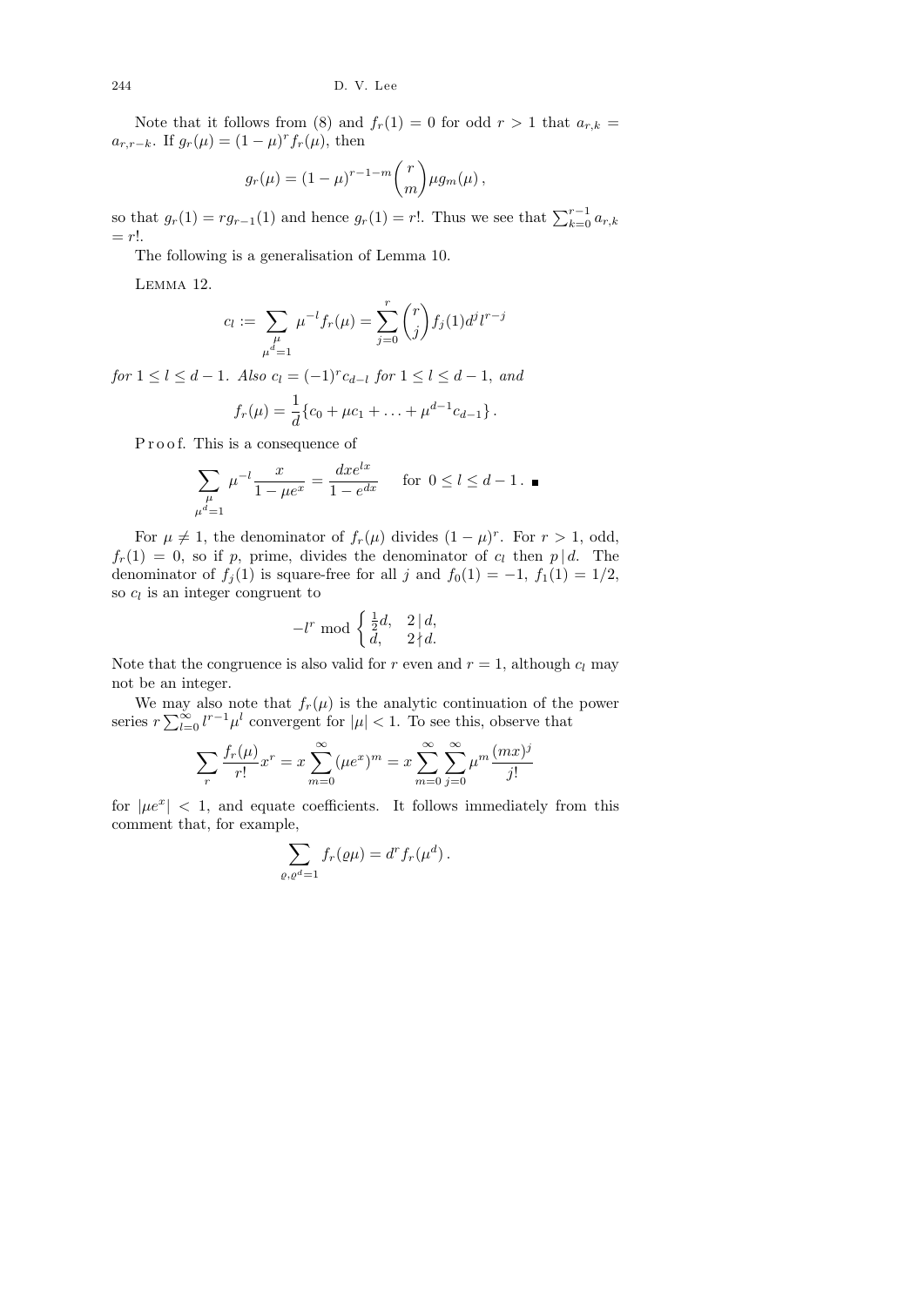Note that it follows from (8) and $f_r(1) = 0$ for odd $r > 1$ that $a_{r,k} = a_{r,r-k}$. If $g_r(\mu) = (1-\mu)^r f_r(\mu)$, then

$$g_r(\mu) = (1-\mu)^{r-1-m}\binom{r}{m}\mu g_m(\mu)\,,$$

so that $g_r(1) = rg_{r-1}(1)$ and hence $g_r(1) = r!$. Thus we see that $\sum_{k=0}^{r-1} a_{r,k} = r!$.

The following is a generalisation of Lemma 10.

Lemma 12.

$$c_l := \sum_{\substack{\mu \\ \mu^d=1}} \mu^{-l} f_r(\mu) = \sum_{j=0}^{r} \binom{r}{j} f_j(1) d^j l^{r-j}$$

*for* $1 \le l \le d-1$. *Also* $c_l = (-1)^r c_{d-l}$ *for* $1 \le l \le d-1$, *and*

$$f_r(\mu) = \frac{1}{d}\{c_0 + \mu c_1 + \ldots + \mu^{d-1} c_{d-1}\}\,.$$

Proof. This is a consequence of

$$\sum_{\substack{\mu \\ \mu^d=1}} \mu^{-l}\frac{x}{1-\mu e^x} = \frac{dxe^{lx}}{1-e^{dx}} \qquad \text{for } 0 \le l \le d-1\,. \;\blacksquare$$

For $\mu \ne 1$, the denominator of $f_r(\mu)$ divides $(1-\mu)^r$. For $r > 1$, odd, $f_r(1) = 0$, so if $p$, prime, divides the denominator of $c_l$ then $p \mid d$. The denominator of $f_j(1)$ is square-free for all $j$ and $f_0(1) = -1$, $f_1(1) = 1/2$, so $c_l$ is an integer congruent to

$$-l^r \bmod \begin{cases} \frac{1}{2}d, & 2 \mid d, \\ d, & 2 \nmid d. \end{cases}$$

Note that the congruence is also valid for $r$ even and $r = 1$, although $c_l$ may not be an integer.

We may also note that $f_r(\mu)$ is the analytic continuation of the power series $r\sum_{l=0}^{\infty} l^{r-1}\mu^l$ convergent for $|\mu| < 1$. To see this, observe that

$$\sum_r \frac{f_r(\mu)}{r!}x^r = x\sum_{m=0}^{\infty}(\mu e^x)^m = x\sum_{m=0}^{\infty}\sum_{j=0}^{\infty}\mu^m\frac{(mx)^j}{j!}$$

for $|\mu e^x| < 1$, and equate coefficients. It follows immediately from this comment that, for example,

$$\sum_{\varrho, \varrho^d=1} f_r(\varrho\mu) = d^r f_r(\mu^d)\,.$$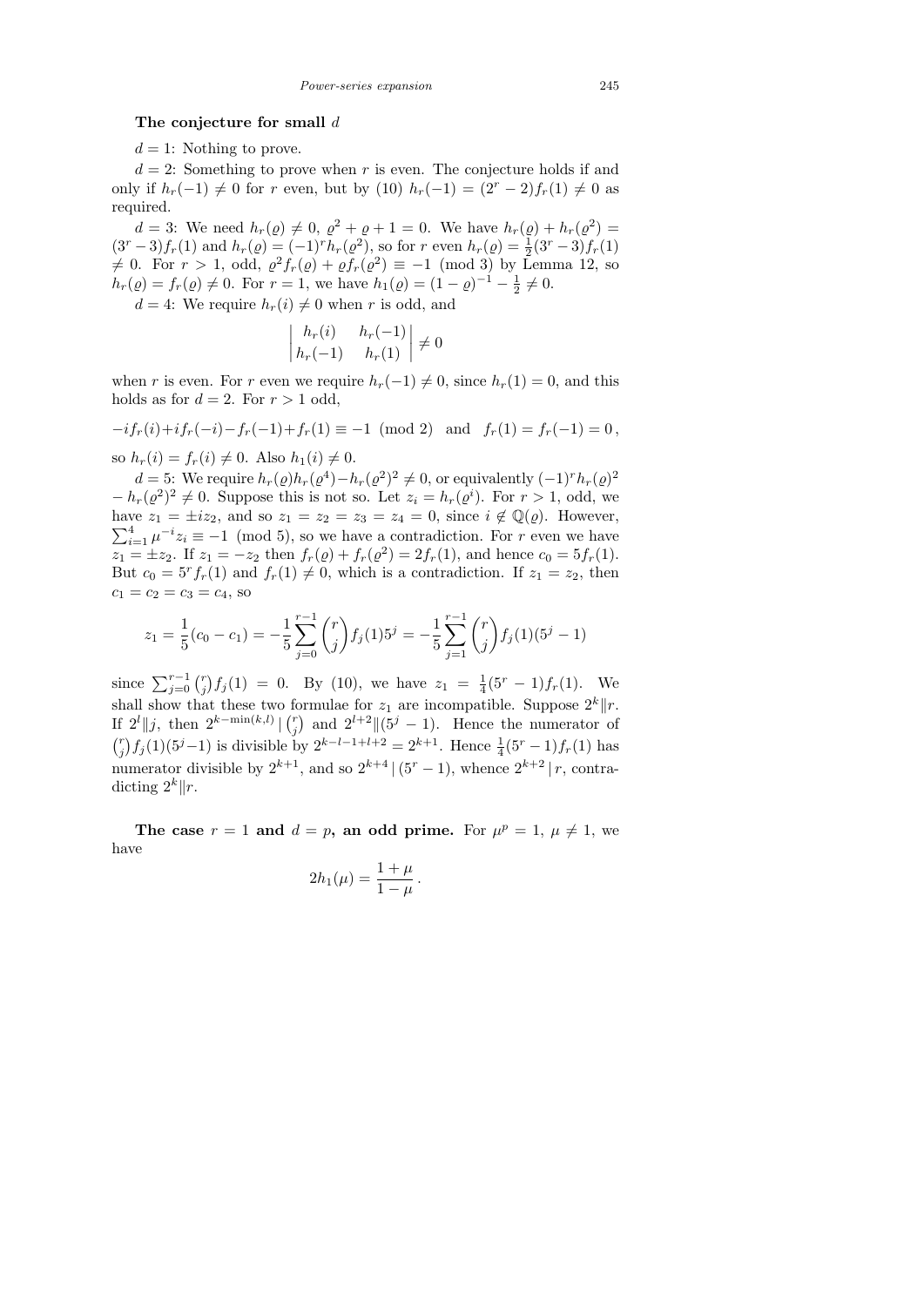**The conjecture for small $d$**

$d = 1$: Nothing to prove.

$d = 2$: Something to prove when $r$ is even. The conjecture holds if and only if $h_r(-1) \neq 0$ for $r$ even, but by (10) $h_r(-1) = (2^r - 2)f_r(1) \neq 0$ as required.

$d = 3$: We need $h_r(\varrho) \neq 0$, $\varrho^2 + \varrho + 1 = 0$. We have $h_r(\varrho) + h_r(\varrho^2) = (3^r - 3)f_r(1)$ and $h_r(\varrho) = (-1)^r h_r(\varrho^2)$, so for $r$ even $h_r(\varrho) = \frac{1}{2}(3^r - 3)f_r(1) \neq 0$. For $r > 1$, odd, $\varrho^2 f_r(\varrho) + \varrho f_r(\varrho^2) \equiv -1 \pmod 3$ by Lemma 12, so $h_r(\varrho) = f_r(\varrho) \neq 0$. For $r = 1$, we have $h_1(\varrho) = (1-\varrho)^{-1} - \frac{1}{2} \neq 0$.

$d = 4$: We require $h_r(i) \neq 0$ when $r$ is odd, and

$$\begin{vmatrix} h_r(i) & h_r(-1) \\ h_r(-1) & h_r(1) \end{vmatrix} \neq 0$$

when $r$ is even. For $r$ even we require $h_r(-1) \neq 0$, since $h_r(1) = 0$, and this holds as for $d = 2$. For $r > 1$ odd,

$$-if_r(i) + if_r(-i) - f_r(-1) + f_r(1) \equiv -1 \pmod 2 \quad \text{and} \quad f_r(1) = f_r(-1) = 0\,,$$

so $h_r(i) = f_r(i) \neq 0$. Also $h_1(i) \neq 0$.

$d = 5$: We require $h_r(\varrho)h_r(\varrho^4) - h_r(\varrho^2)^2 \neq 0$, or equivalently $(-1)^r h_r(\varrho)^2 - h_r(\varrho^2)^2 \neq 0$. Suppose this is not so. Let $z_i = h_r(\varrho^i)$. For $r > 1$, odd, we have $z_1 = \pm i z_2$, and so $z_1 = z_2 = z_3 = z_4 = 0$, since $i \notin \mathbb{Q}(\varrho)$. However, $\sum_{i=1}^{4} \mu^{-i} z_i \equiv -1 \pmod 5$, so we have a contradiction. For $r$ even we have $z_1 = \pm z_2$. If $z_1 = -z_2$ then $f_r(\varrho) + f_r(\varrho^2) = 2f_r(1)$, and hence $c_0 = 5f_r(1)$. But $c_0 = 5^r f_r(1)$ and $f_r(1) \neq 0$, which is a contradiction. If $z_1 = z_2$, then $c_1 = c_2 = c_3 = c_4$, so

$$z_1 = \frac{1}{5}(c_0 - c_1) = -\frac{1}{5}\sum_{j=0}^{r-1}\binom{r}{j} f_j(1) 5^j = -\frac{1}{5}\sum_{j=1}^{r-1}\binom{r}{j} f_j(1)(5^j - 1)$$

since $\sum_{j=0}^{r-1}\binom{r}{j} f_j(1) = 0$. By (10), we have $z_1 = \frac{1}{4}(5^r - 1)f_r(1)$. We shall show that these two formulae for $z_1$ are incompatible. Suppose $2^k \| r$. If $2^l \| j$, then $2^{k-\min(k,l)} \mid \binom{r}{j}$ and $2^{l+2} \| (5^j - 1)$. Hence the numerator of $\binom{r}{j} f_j(1)(5^j - 1)$ is divisible by $2^{k-l-1+l+2} = 2^{k+1}$. Hence $\frac{1}{4}(5^r - 1)f_r(1)$ has numerator divisible by $2^{k+1}$, and so $2^{k+4} \mid (5^r - 1)$, whence $2^{k+2} \mid r$, contradicting $2^k \| r$.

**The case $r = 1$ and $d = p$, an odd prime.** For $\mu^p = 1$, $\mu \neq 1$, we have

$$2h_1(\mu) = \frac{1+\mu}{1-\mu}\,.$$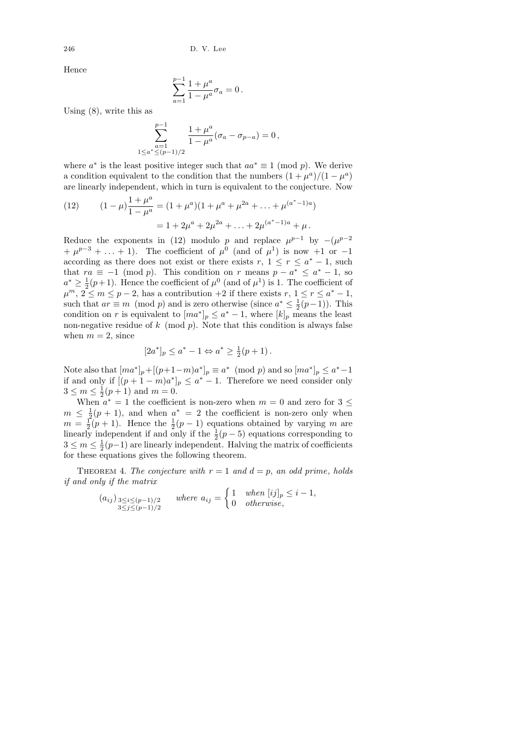Hence

$$\sum_{a=1}^{p-1} \frac{1+\mu^a}{1-\mu^a}\sigma_a = 0\,.$$

Using (8), write this as

$$\sum_{\substack{a=1\\1\le a^*\le(p-1)/2}}^{p-1} \frac{1+\mu^a}{1-\mu^a}(\sigma_a - \sigma_{p-a}) = 0\,,$$

where $a^*$ is the least positive integer such that $aa^* \equiv 1 \pmod p$. We derive a condition equivalent to the condition that the numbers $(1+\mu^a)/(1-\mu^a)$ are linearly independent, which in turn is equivalent to the conjecture. Now

$$(12)\qquad (1-\mu)\frac{1+\mu^a}{1-\mu^a} = (1+\mu^a)(1+\mu^a+\mu^{2a}+\ldots+\mu^{(a^*-1)a})$$
$$= 1+2\mu^a+2\mu^{2a}+\ldots+2\mu^{(a^*-1)a}+\mu\,.$$

Reduce the exponents in (12) modulo $p$ and replace $\mu^{p-1}$ by $-(\mu^{p-2} + \mu^{p-3} + \ldots + 1)$. The coefficient of $\mu^0$ (and of $\mu^1$) is now $+1$ or $-1$ according as there does not exist or there exists $r$, $1 \le r \le a^*-1$, such that $ra \equiv -1 \pmod p$. This condition on $r$ means $p - a^* \le a^* - 1$, so $a^* \ge \frac{1}{2}(p+1)$. Hence the coefficient of $\mu^0$ (and of $\mu^1$) is 1. The coefficient of $\mu^m$, $2 \le m \le p-2$, has a contribution $+2$ if there exists $r$, $1 \le r \le a^*-1$, such that $ar \equiv m \pmod p$ and is zero otherwise (since $a^* \le \frac{1}{2}(p-1)$). This condition on $r$ is equivalent to $[ma^*]_p \le a^*-1$, where $[k]_p$ means the least non-negative residue of $k \pmod p$. Note that this condition is always false when $m=2$, since

$$[2a^*]_p \le a^*-1 \Leftrightarrow a^* \ge \tfrac{1}{2}(p+1)\,.$$

Note also that $[ma^*]_p + [(p+1-m)a^*]_p \equiv a^* \pmod p$ and so $[ma^*]_p \le a^*-1$ if and only if $[(p+1-m)a^*]_p \le a^*-1$. Therefore we need consider only $3 \le m \le \frac{1}{2}(p+1)$ and $m = 0$.

When $a^* = 1$ the coefficient is non-zero when $m = 0$ and zero for $3 \le m \le \frac{1}{2}(p+1)$, and when $a^* = 2$ the coefficient is non-zero only when $m = \frac{1}{2}(p+1)$. Hence the $\frac{1}{2}(p-1)$ equations obtained by varying $m$ are linearly independent if and only if the $\frac{1}{2}(p-5)$ equations corresponding to $3 \le m \le \frac{1}{2}(p-1)$ are linearly independent. Halving the matrix of coefficients for these equations gives the following theorem.

Theorem 4. *The conjecture with $r=1$ and $d=p$, an odd prime, holds if and only if the matrix*

$$(a_{ij})_{\substack{3\le i\le(p-1)/2\\3\le j\le(p-1)/2}} \qquad \text{where } a_{ij} = \begin{cases} 1 & \text{when } [ij]_p \le i-1,\\ 0 & \text{otherwise},\end{cases}$$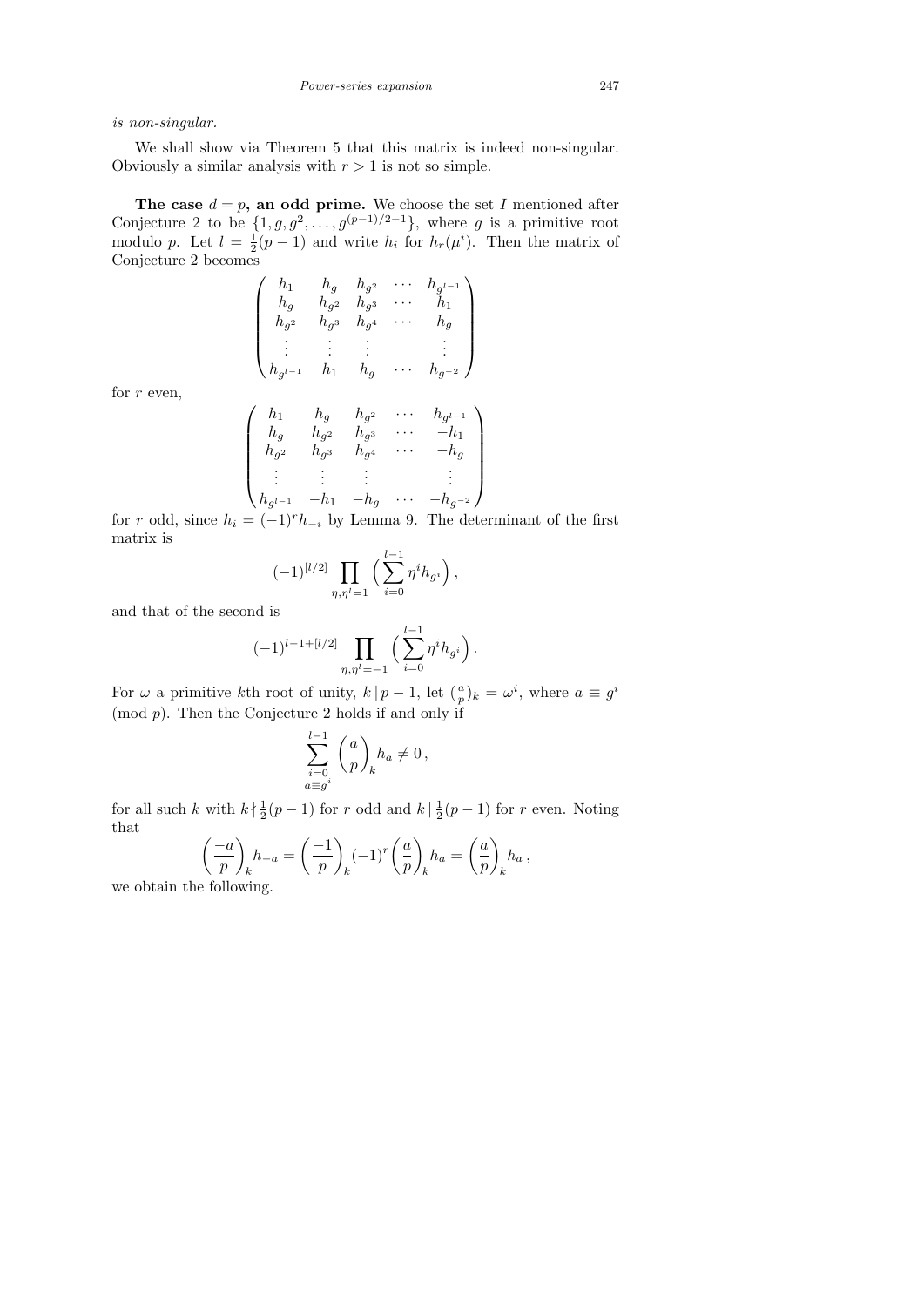*is non-singular.*

We shall show via Theorem 5 that this matrix is indeed non-singular. Obviously a similar analysis with $r > 1$ is not so simple.

**The case $d = p$, an odd prime.** We choose the set $I$ mentioned after Conjecture 2 to be $\{1, g, g^2, \ldots, g^{(p-1)/2-1}\}$, where $g$ is a primitive root modulo $p$. Let $l = \frac{1}{2}(p-1)$ and write $h_i$ for $h_r(\mu^i)$. Then the matrix of Conjecture 2 becomes

$$\begin{pmatrix} h_1 & h_g & h_{g^2} & \cdots & h_{g^{l-1}} \\ h_g & h_{g^2} & h_{g^3} & \cdots & h_1 \\ h_{g^2} & h_{g^3} & h_{g^4} & \cdots & h_g \\ \vdots & \vdots & \vdots & & \vdots \\ h_{g^{l-1}} & h_1 & h_g & \cdots & h_{g^{-2}} \end{pmatrix}$$

for $r$ even,

$$\begin{pmatrix} h_1 & h_g & h_{g^2} & \cdots & h_{g^{l-1}} \\ h_g & h_{g^2} & h_{g^3} & \cdots & -h_1 \\ h_{g^2} & h_{g^3} & h_{g^4} & \cdots & -h_g \\ \vdots & \vdots & \vdots & & \vdots \\ h_{g^{l-1}} & -h_1 & -h_g & \cdots & -h_{g^{-2}} \end{pmatrix}$$

for $r$ odd, since $h_i = (-1)^r h_{-i}$ by Lemma 9. The determinant of the first matrix is

$$(-1)^{[l/2]} \prod_{\eta, \eta^l = 1} \Big( \sum_{i=0}^{l-1} \eta^i h_{g^i} \Big),$$

and that of the second is

$$(-1)^{l-1+[l/2]} \prod_{\eta, \eta^l = -1} \Big( \sum_{i=0}^{l-1} \eta^i h_{g^i} \Big).$$

For $\omega$ a primitive $k$th root of unity, $k \mid p-1$, let $(\frac{a}{p})_k = \omega^i$, where $a \equiv g^i \pmod{p}$. Then the Conjecture 2 holds if and only if

$$\sum_{\substack{i=0 \\ a \equiv g^i}}^{l-1} \left(\frac{a}{p}\right)_k h_a \neq 0,$$

for all such $k$ with $k \nmid \frac{1}{2}(p-1)$ for $r$ odd and $k \mid \frac{1}{2}(p-1)$ for $r$ even. Noting that

$$\left(\frac{-a}{p}\right)_k h_{-a} = \left(\frac{-1}{p}\right)_k (-1)^r \left(\frac{a}{p}\right)_k h_a = \left(\frac{a}{p}\right)_k h_a,$$

we obtain the following.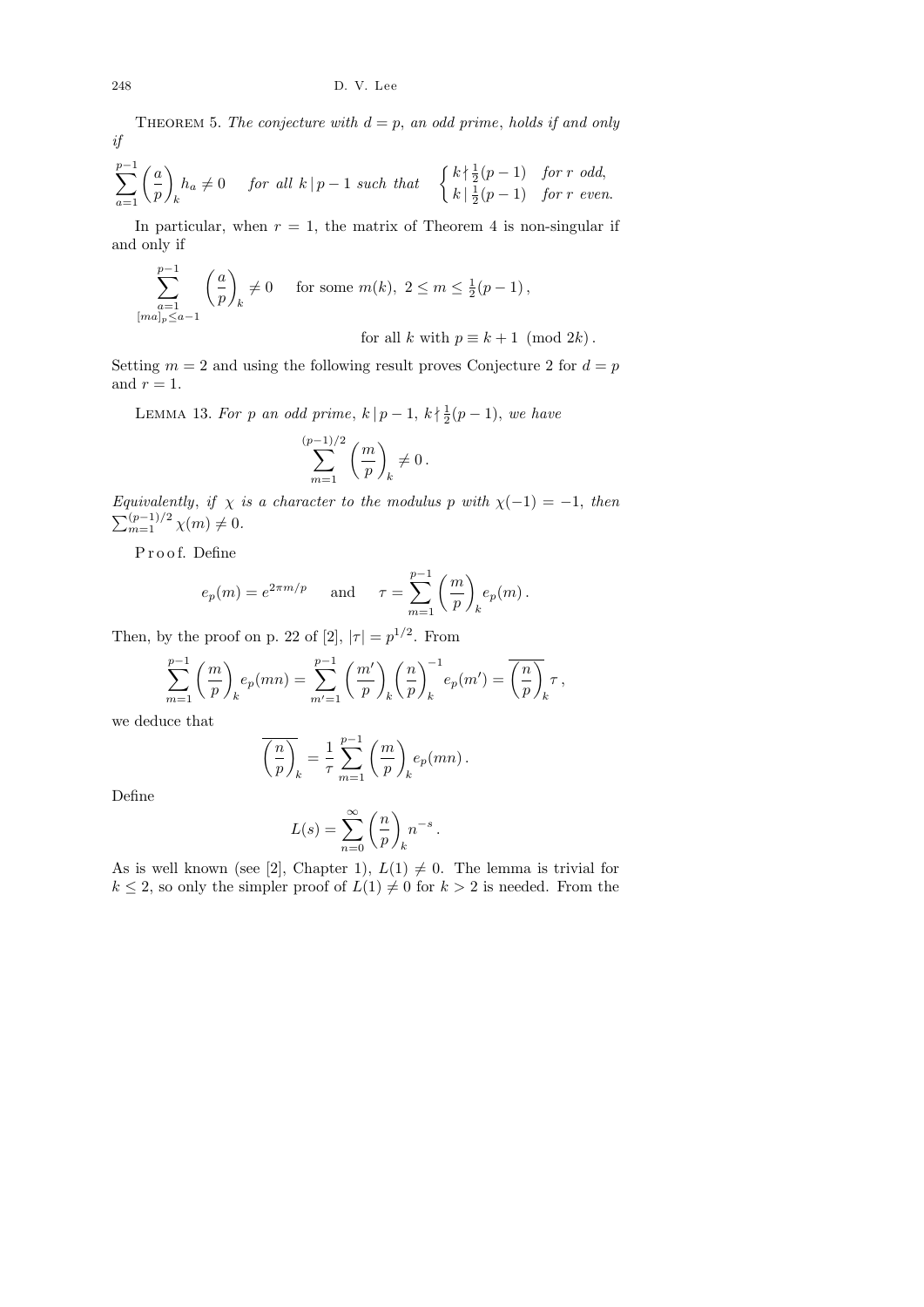**Theorem 5.** *The conjecture with $d = p$, an odd prime, holds if and only if*

$$\sum_{a=1}^{p-1} \left(\frac{a}{p}\right)_k h_a \neq 0 \quad \text{for all } k \mid p-1 \text{ such that} \quad \begin{cases} k \nmid \frac{1}{2}(p-1) & \text{for } r \text{ odd}, \\ k \mid \frac{1}{2}(p-1) & \text{for } r \text{ even}. \end{cases}$$

In particular, when $r = 1$, the matrix of Theorem 4 is non-singular if and only if

$$\sum_{\substack{a=1 \\ [ma]_p \leq a-1}}^{p-1} \left(\frac{a}{p}\right)_k \neq 0 \quad \text{for some } m(k),\ 2 \leq m \leq \tfrac{1}{2}(p-1),$$

$$\text{for all } k \text{ with } p \equiv k+1 \pmod{2k}.$$

Setting $m = 2$ and using the following result proves Conjecture 2 for $d = p$ and $r = 1$.

**Lemma 13.** *For $p$ an odd prime, $k \mid p-1$, $k \nmid \frac{1}{2}(p-1)$, we have*

$$\sum_{m=1}^{(p-1)/2} \left(\frac{m}{p}\right)_k \neq 0.$$

*Equivalently, if $\chi$ is a character to the modulus $p$ with $\chi(-1) = -1$, then $\sum_{m=1}^{(p-1)/2} \chi(m) \neq 0$.*

*Proof.* Define

$$e_p(m) = e^{2\pi m/p} \quad \text{and} \quad \tau = \sum_{m=1}^{p-1} \left(\frac{m}{p}\right)_k e_p(m).$$

Then, by the proof on p. 22 of [2], $|\tau| = p^{1/2}$. From

$$\sum_{m=1}^{p-1} \left(\frac{m}{p}\right)_k e_p(mn) = \sum_{m'=1}^{p-1} \left(\frac{m'}{p}\right)_k \left(\frac{n}{p}\right)_k^{-1} e_p(m') = \overline{\left(\frac{n}{p}\right)_k} \tau,$$

we deduce that

$$\overline{\left(\frac{n}{p}\right)_k} = \frac{1}{\tau} \sum_{m=1}^{p-1} \left(\frac{m}{p}\right)_k e_p(mn).$$

Define

$$L(s) = \sum_{n=0}^{\infty} \left(\frac{n}{p}\right)_k n^{-s}.$$

As is well known (see [2], Chapter 1), $L(1) \neq 0$. The lemma is trivial for $k \leq 2$, so only the simpler proof of $L(1) \neq 0$ for $k > 2$ is needed. From the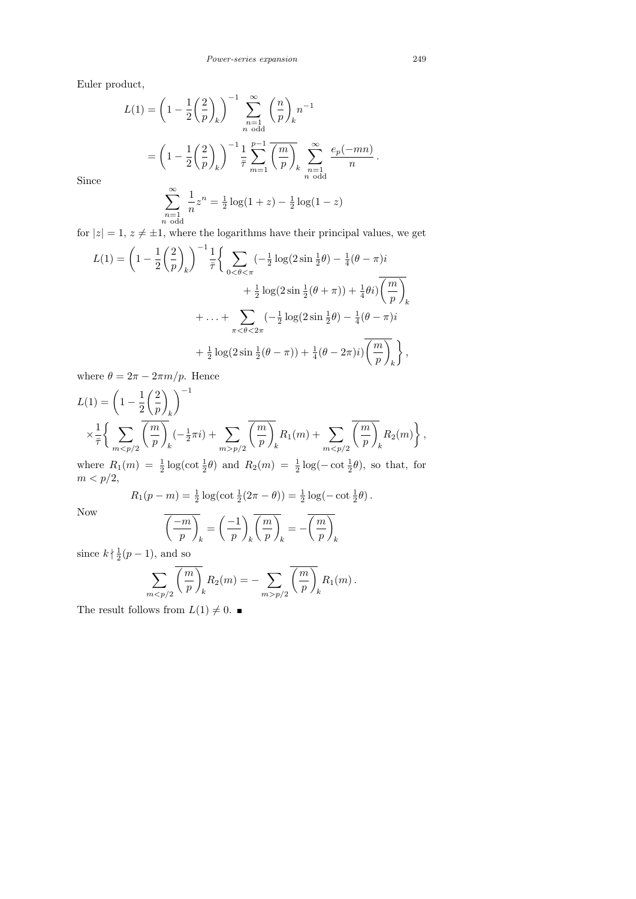Euler product,

$$L(1) = \left(1 - \frac{1}{2}\left(\frac{2}{p}\right)_k\right)^{-1} \sum_{\substack{n=1 \\ n \text{ odd}}}^{\infty} \left(\frac{n}{p}\right)_k n^{-1}$$

$$= \left(1 - \frac{1}{2}\left(\frac{2}{p}\right)_k\right)^{-1} \frac{1}{\bar{\tau}} \sum_{m=1}^{p-1} \overline{\left(\frac{m}{p}\right)_k} \sum_{\substack{n=1 \\ n \text{ odd}}}^{\infty} \frac{e_p(-mn)}{n}.$$

Since

$$\sum_{\substack{n=1 \\ n \text{ odd}}}^{\infty} \frac{1}{n} z^n = \tfrac{1}{2}\log(1+z) - \tfrac{1}{2}\log(1-z)$$

for $|z| = 1$, $z \neq \pm 1$, where the logarithms have their principal values, we get

$$\begin{aligned}
L(1) = \left(1 - \frac{1}{2}\left(\frac{2}{p}\right)_k\right)^{-1} \frac{1}{\bar{\tau}} \bigg\{ &\sum_{0<\theta<\pi} (-\tfrac{1}{2}\log(2\sin\tfrac{1}{2}\theta) - \tfrac{1}{4}(\theta-\pi)i \\
&\qquad + \tfrac{1}{2}\log(2\sin\tfrac{1}{2}(\theta+\pi)) + \tfrac{1}{4}\theta i)\overline{\left(\frac{m}{p}\right)_k} \\
&+ \ldots + \sum_{\pi<\theta<2\pi} (-\tfrac{1}{2}\log(2\sin\tfrac{1}{2}\theta) - \tfrac{1}{4}(\theta-\pi)i \\
&\qquad + \tfrac{1}{2}\log(2\sin\tfrac{1}{2}(\theta-\pi)) + \tfrac{1}{4}(\theta-2\pi)i)\overline{\left(\frac{m}{p}\right)_k} \bigg\},
\end{aligned}$$

where $\theta = 2\pi - 2\pi m/p$. Hence

$$\begin{aligned}
L(1) &= \left(1 - \frac{1}{2}\left(\frac{2}{p}\right)_k\right)^{-1} \\
&\times \frac{1}{\bar{\tau}} \bigg\{ \sum_{m<p/2} \overline{\left(\frac{m}{p}\right)_k}(-\tfrac{1}{2}\pi i) + \sum_{m>p/2} \overline{\left(\frac{m}{p}\right)_k} R_1(m) + \sum_{m<p/2} \overline{\left(\frac{m}{p}\right)_k} R_2(m) \bigg\},
\end{aligned}$$

where $R_1(m) = \frac{1}{2}\log(\cot\frac{1}{2}\theta)$ and $R_2(m) = \frac{1}{2}\log(-\cot\frac{1}{2}\theta)$, so that, for $m < p/2$,

$$R_1(p-m) = \tfrac{1}{2}\log(\cot\tfrac{1}{2}(2\pi - \theta)) = \tfrac{1}{2}\log(-\cot\tfrac{1}{2}\theta).$$

Now

$$\overline{\left(\frac{-m}{p}\right)_k} = \left(\frac{-1}{p}\right)_k \overline{\left(\frac{m}{p}\right)_k} = -\overline{\left(\frac{m}{p}\right)_k}$$

since $k \nmid \frac{1}{2}(p-1)$, and so

$$\sum_{m<p/2} \overline{\left(\frac{m}{p}\right)_k} R_2(m) = -\sum_{m>p/2} \overline{\left(\frac{m}{p}\right)_k} R_1(m).$$

The result follows from $L(1) \neq 0$. ■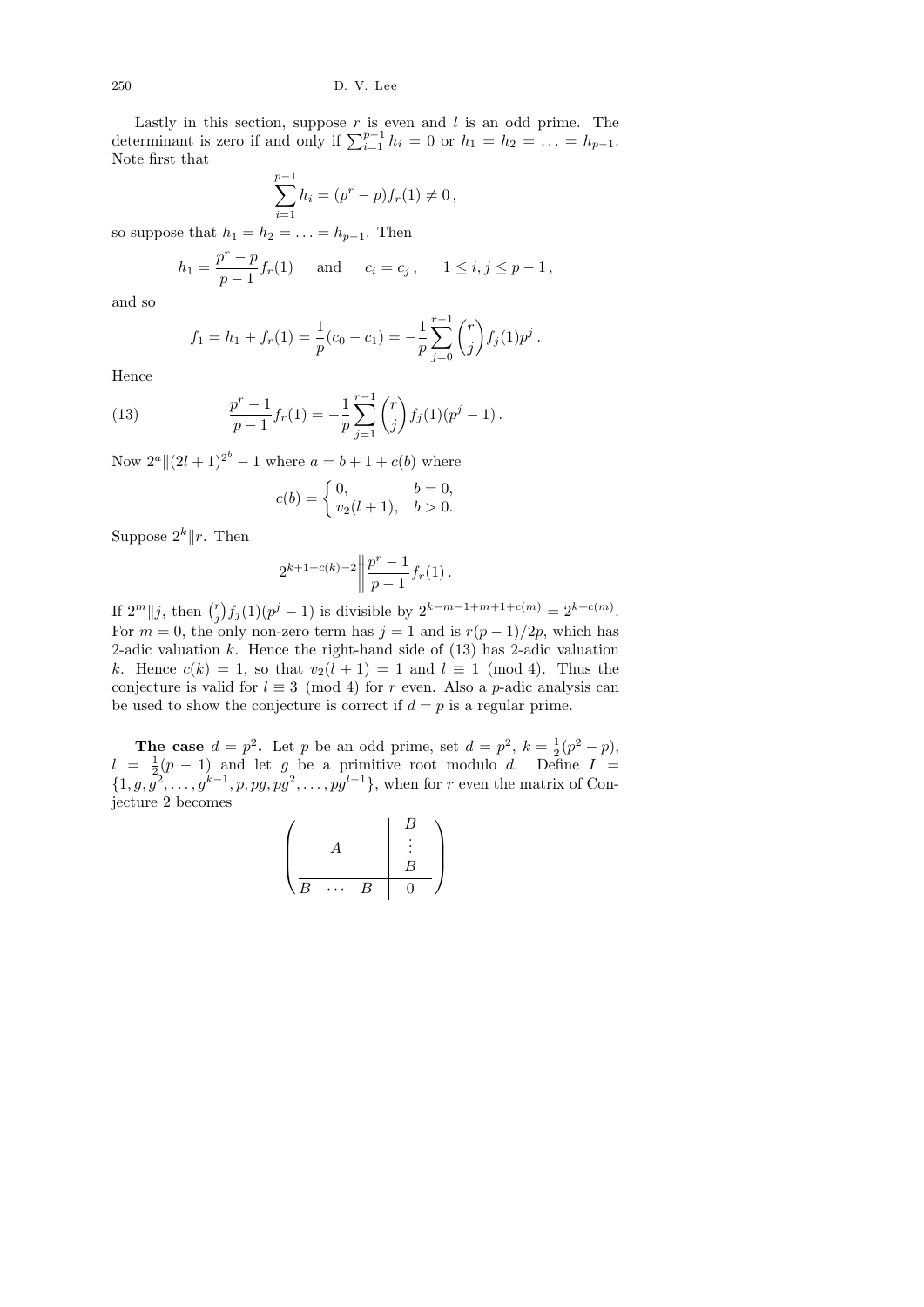Lastly in this section, suppose $r$ is even and $l$ is an odd prime. The determinant is zero if and only if $\sum_{i=1}^{p-1} h_i = 0$ or $h_1 = h_2 = \ldots = h_{p-1}$. Note first that

$$\sum_{i=1}^{p-1} h_i = (p^r - p) f_r(1) \neq 0\,,$$

so suppose that $h_1 = h_2 = \ldots = h_{p-1}$. Then

$$h_1 = \frac{p^r - p}{p-1} f_r(1) \quad \text{and} \quad c_i = c_j\,, \quad 1 \le i, j \le p-1\,,$$

and so

$$f_1 = h_1 + f_r(1) = \frac{1}{p}(c_0 - c_1) = -\frac{1}{p}\sum_{j=0}^{r-1} \binom{r}{j} f_j(1) p^j\,.$$

Hence

$$\frac{p^r - 1}{p-1} f_r(1) = -\frac{1}{p}\sum_{j=1}^{r-1} \binom{r}{j} f_j(1)(p^j - 1)\,. \tag{13}$$

Now $2^a \| (2l+1)^{2^b} - 1$ where $a = b + 1 + c(b)$ where

$$c(b) = \begin{cases} 0, & b = 0, \\ v_2(l+1), & b > 0. \end{cases}$$

Suppose $2^k \| r$. Then

$$2^{k+1+c(k)-2} \left\| \frac{p^r - 1}{p-1} f_r(1)\,. \right.$$

If $2^m \| j$, then $\binom{r}{j} f_j(1)(p^j - 1)$ is divisible by $2^{k-m-1+m+1+c(m)} = 2^{k+c(m)}$. For $m = 0$, the only non-zero term has $j = 1$ and is $r(p-1)/2p$, which has 2-adic valuation $k$. Hence the right-hand side of (13) has 2-adic valuation $k$. Hence $c(k) = 1$, so that $v_2(l+1) = 1$ and $l \equiv 1 \pmod 4$. Thus the conjecture is valid for $l \equiv 3 \pmod 4$ for $r$ even. Also a $p$-adic analysis can be used to show the conjecture is correct if $d = p$ is a regular prime.

**The case $d = p^2$.** Let $p$ be an odd prime, set $d = p^2$, $k = \frac{1}{2}(p^2 - p)$, $l = \frac{1}{2}(p-1)$ and let $g$ be a primitive root modulo $d$. Define $I = \{1, g, g^2, \ldots, g^{k-1}, p, pg, pg^2, \ldots, pg^{l-1}\}$, when for $r$ even the matrix of Conjecture 2 becomes

$$\left(\begin{array}{ccc|c} & & & B \\ & A & & \vdots \\ & & & B \\ \hline B & \cdots & B & 0 \end{array}\right)$$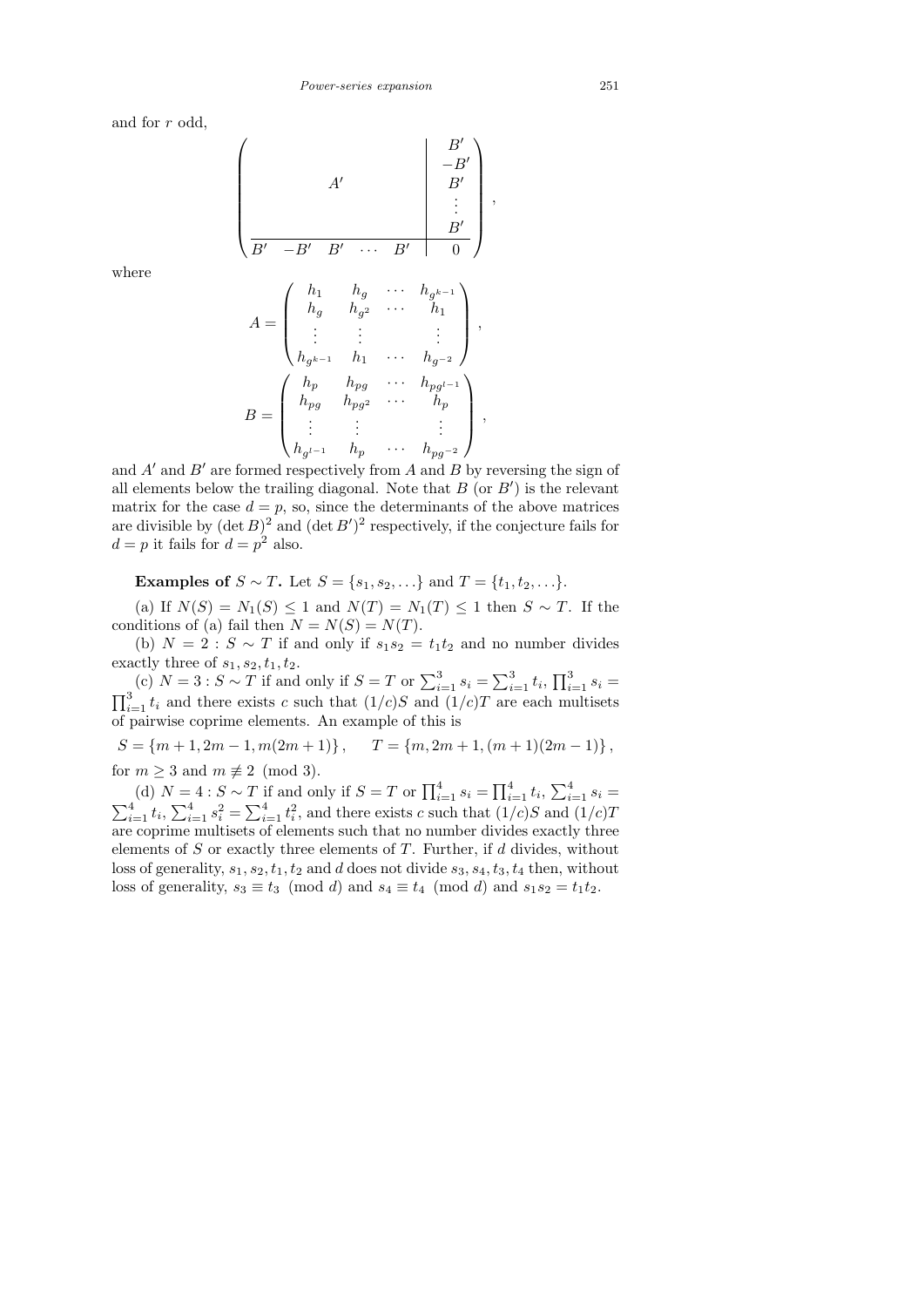and for $r$ odd,

$$\left(\begin{array}{c|c} & B' \\ & -B' \\ A' & B' \\ & \vdots \\ & B' \\ \hline B' \quad -B' \quad B' \quad \cdots \quad B' & 0 \end{array}\right),$$

where

$$A = \begin{pmatrix} h_1 & h_g & \cdots & h_{g^{k-1}} \\ h_g & h_{g^2} & \cdots & h_1 \\ \vdots & \vdots & & \vdots \\ h_{g^{k-1}} & h_1 & \cdots & h_{g^{-2}} \end{pmatrix},$$

$$B = \begin{pmatrix} h_p & h_{pg} & \cdots & h_{pg^{l-1}} \\ h_{pg} & h_{pg^2} & \cdots & h_p \\ \vdots & \vdots & & \vdots \\ h_{g^{l-1}} & h_p & \cdots & h_{pg^{-2}} \end{pmatrix},$$

and $A'$ and $B'$ are formed respectively from $A$ and $B$ by reversing the sign of all elements below the trailing diagonal. Note that $B$ (or $B'$) is the relevant matrix for the case $d = p$, so, since the determinants of the above matrices are divisible by $(\det B)^2$ and $(\det B')^2$ respectively, if the conjecture fails for $d = p$ it fails for $d = p^2$ also.

**Examples of $S \sim T$.** Let $S = \{s_1, s_2, \ldots\}$ and $T = \{t_1, t_2, \ldots\}$.

(a) If $N(S) = N_1(S) \leq 1$ and $N(T) = N_1(T) \leq 1$ then $S \sim T$. If the conditions of (a) fail then $N = N(S) = N(T)$.

(b) $N = 2 : S \sim T$ if and only if $s_1 s_2 = t_1 t_2$ and no number divides exactly three of $s_1, s_2, t_1, t_2$.

(c) $N = 3 : S \sim T$ if and only if $S = T$ or $\sum_{i=1}^3 s_i = \sum_{i=1}^3 t_i$, $\prod_{i=1}^3 s_i = \prod_{i=1}^3 t_i$ and there exists $c$ such that $(1/c)S$ and $(1/c)T$ are each multisets of pairwise coprime elements. An example of this is

$$S = \{m+1, 2m-1, m(2m+1)\}, \qquad T = \{m, 2m+1, (m+1)(2m-1)\},$$

for $m \geq 3$ and $m \not\equiv 2 \pmod 3$.

(d) $N = 4 : S \sim T$ if and only if $S = T$ or $\prod_{i=1}^4 s_i = \prod_{i=1}^4 t_i$, $\sum_{i=1}^4 s_i = \sum_{i=1}^4 t_i$, $\sum_{i=1}^4 s_i^2 = \sum_{i=1}^4 t_i^2$, and there exists $c$ such that $(1/c)S$ and $(1/c)T$ are coprime multisets of elements such that no number divides exactly three elements of $S$ or exactly three elements of $T$. Further, if $d$ divides, without loss of generality, $s_1, s_2, t_1, t_2$ and $d$ does not divide $s_3, s_4, t_3, t_4$ then, without loss of generality, $s_3 \equiv t_3 \pmod d$ and $s_4 \equiv t_4 \pmod d$ and $s_1 s_2 = t_1 t_2$.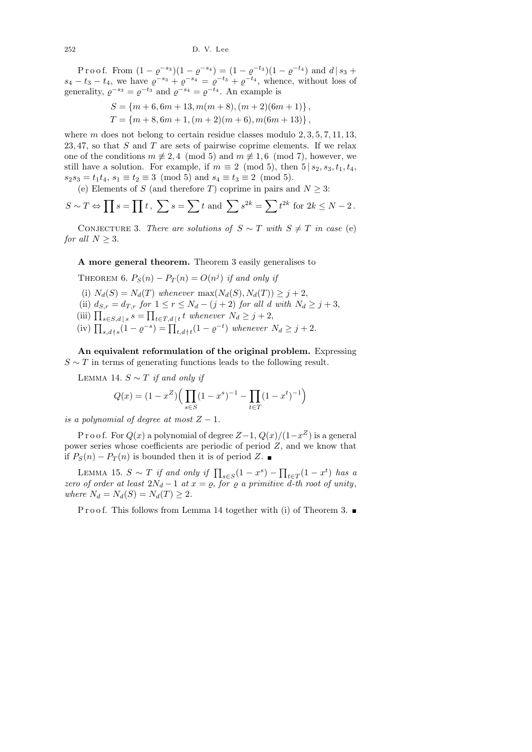Proof. From $(1-\varrho^{-s_3})(1-\varrho^{-s_4}) = (1-\varrho^{-t_3})(1-\varrho^{-t_4})$ and $d \mid s_3 + s_4 - t_3 - t_4$, we have $\varrho^{-s_3} + \varrho^{-s_4} = \varrho^{-t_3} + \varrho^{-t_4}$, whence, without loss of generality, $\varrho^{-s_3} = \varrho^{-t_3}$ and $\varrho^{-s_4} = \varrho^{-t_4}$. An example is

$$S = \{m+6, 6m+13, m(m+8), (m+2)(6m+1)\},$$
$$T = \{m+8, 6m+1, (m+2)(m+6), m(6m+13)\},$$

where $m$ does not belong to certain residue classes modulo $2, 3, 5, 7, 11, 13, 23, 47$, so that $S$ and $T$ are sets of pairwise coprime elements. If we relax one of the conditions $m \not\equiv 2, 4 \pmod 5$ and $m \not\equiv 1, 6 \pmod 7$, however, we still have a solution. For example, if $m \equiv 2 \pmod 5$, then $5 \mid s_2, s_3, t_1, t_4$, $s_2 s_3 = t_1 t_4$, $s_1 \equiv t_2 \equiv 3 \pmod 5$ and $s_4 \equiv t_3 \equiv 2 \pmod 5$.

(e) Elements of $S$ (and therefore $T$) coprime in pairs and $N \geq 3$:

$$S \sim T \Leftrightarrow \prod s = \prod t\,,\ \sum s = \sum t \text{ and } \sum s^{2k} = \sum t^{2k} \text{ for } 2k \leq N-2\,.$$

Conjecture 3. *There are solutions of $S \sim T$ with $S \neq T$ in case* (e) *for all $N \geq 3$.*

**A more general theorem.** Theorem 3 easily generalises to

Theorem 6. *$P_S(n) - P_T(n) = O(n^j)$ if and only if*

(i) *$N_d(S) = N_d(T)$ whenever $\max(N_d(S), N_d(T)) \geq j+2$,*
(ii) *$d_{S,r} = d_{T,r}$ for $1 \leq r \leq N_d - (j+2)$ for all $d$ with $N_d \geq j+3$,*
(iii) *$\prod_{s\in S, d\,|\,s} s = \prod_{t\in T, d\,|\,t} t$ whenever $N_d \geq j+2$,*
(iv) *$\prod_{s, d\nmid s}(1-\varrho^{-s}) = \prod_{t, d\nmid t}(1-\varrho^{-t})$ whenever $N_d \geq j+2$.*

**An equivalent reformulation of the original problem.** Expressing $S \sim T$ in terms of generating functions leads to the following result.

Lemma 14. *$S \sim T$ if and only if*

$$Q(x) = (1-x^Z)\Big(\prod_{s\in S}(1-x^s)^{-1} - \prod_{t\in T}(1-x^t)^{-1}\Big)$$

*is a polynomial of degree at most $Z-1$.*

Proof. For $Q(x)$ a polynomial of degree $Z-1$, $Q(x)/(1-x^Z)$ is a general power series whose coefficients are periodic of period $Z$, and we know that if $P_S(n) - P_T(n)$ is bounded then it is of period $Z$. ∎

Lemma 15. *$S \sim T$ if and only if $\prod_{s\in S}(1-x^s) - \prod_{t\in T}(1-x^t)$ has a zero of order at least $2N_d - 1$ at $x = \varrho$, for $\varrho$ a primitive $d$-th root of unity, where $N_d = N_d(S) = N_d(T) \geq 2$.*

Proof. This follows from Lemma 14 together with (i) of Theorem 3. ∎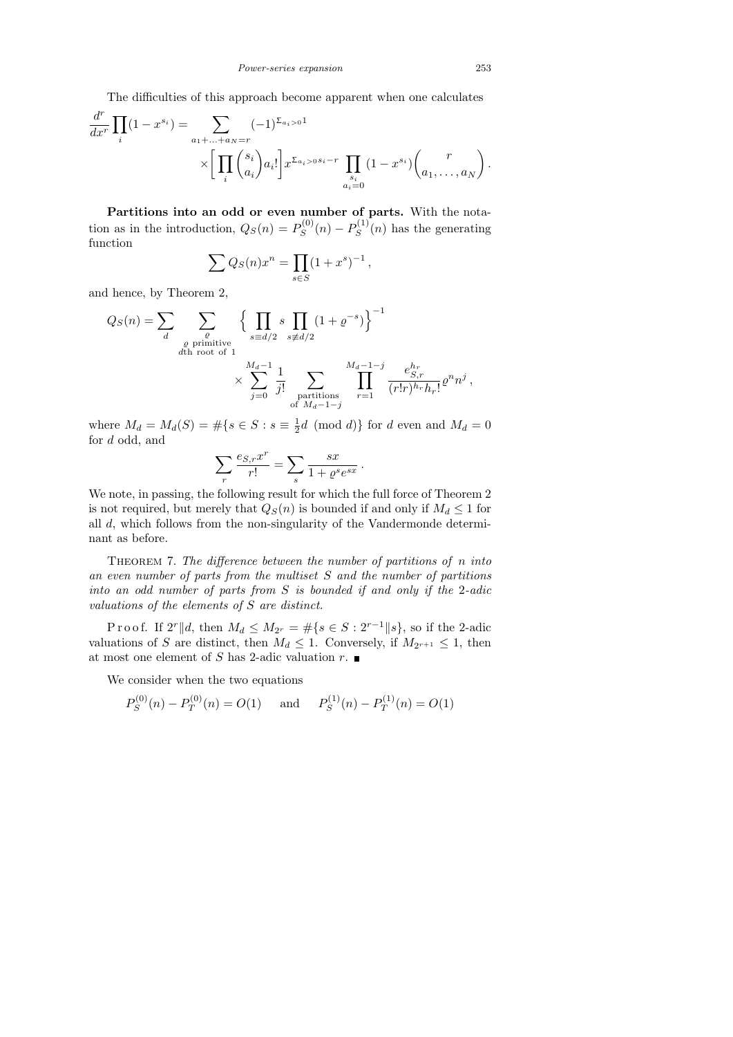The difficulties of this approach become apparent when one calculates

$$\frac{d^r}{dx^r}\prod_i (1-x^{s_i}) = \sum_{a_1+\ldots+a_N=r} (-1)^{\Sigma_{a_i>0}1} \times\biggl[\prod_i \binom{s_i}{a_i} a_i!\biggr] x^{\Sigma_{a_i>0}s_i - r} \prod_{\substack{s_i\\ a_i=0}} (1-x^{s_i}) \binom{r}{a_1,\ldots,a_N}.$$

**Partitions into an odd or even number of parts.** With the notation as in the introduction, $Q_S(n) = P_S^{(0)}(n) - P_S^{(1)}(n)$ has the generating function

$$\sum Q_S(n)x^n = \prod_{s\in S}(1+x^s)^{-1},$$

and hence, by Theorem 2,

$$Q_S(n) = \sum_d \sum_{\substack{\varrho\\ \varrho \text{ primitive}\\ d\text{th root of } 1}} \Bigl\{ \prod_{s\equiv d/2} s \prod_{s\not\equiv d/2} (1+\varrho^{-s})\Bigr\}^{-1} \times \sum_{j=0}^{M_d-1} \frac{1}{j!} \sum_{\substack{\text{partitions}\\ \text{of } M_d-1-j}} \prod_{r=1}^{M_d-1-j} \frac{e_{S,r}^{h_r}}{(r!r)^{h_r} h_r!} \varrho^n n^j,$$

where $M_d = M_d(S) = \#\{s\in S : s\equiv \frac{1}{2}d \pmod d\}$ for $d$ even and $M_d = 0$ for $d$ odd, and

$$\sum_r \frac{e_{S,r}x^r}{r!} = \sum_s \frac{sx}{1+\varrho^s e^{sx}}.$$

We note, in passing, the following result for which the full force of Theorem 2 is not required, but merely that $Q_S(n)$ is bounded if and only if $M_d \le 1$ for all $d$, which follows from the non-singularity of the Vandermonde determinant as before.

Theorem 7. *The difference between the number of partitions of $n$ into an even number of parts from the multiset $S$ and the number of partitions into an odd number of parts from $S$ is bounded if and only if the 2-adic valuations of the elements of $S$ are distinct.*

Proof. If $2^r \| d$, then $M_d \le M_{2^r} = \#\{s\in S : 2^{r-1}\|s\}$, so if the 2-adic valuations of $S$ are distinct, then $M_d \le 1$. Conversely, if $M_{2^{r+1}} \le 1$, then at most one element of $S$ has 2-adic valuation $r$. ∎

We consider when the two equations

$$P_S^{(0)}(n) - P_T^{(0)}(n) = O(1) \quad\text{ and }\quad P_S^{(1)}(n) - P_T^{(1)}(n) = O(1)$$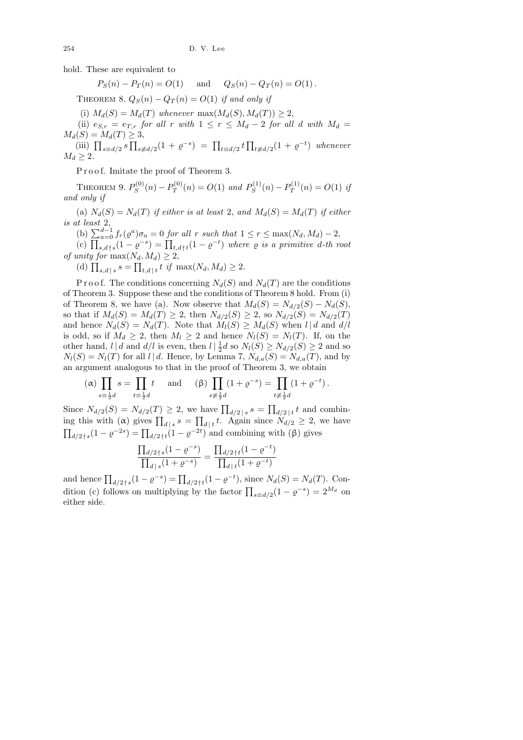hold. These are equivalent to

$$P_S(n) - P_T(n) = O(1) \quad \text{ and } \quad Q_S(n) - Q_T(n) = O(1)\,.$$

THEOREM 8. *$Q_S(n) - Q_T(n) = O(1)$ if and only if*

(i) *$M_d(S) = M_d(T)$ whenever $\max(M_d(S), M_d(T)) \ge 2$,*

(ii) *$e_{S,r} = e_{T,r}$ for all $r$ with $1 \le r \le M_d - 2$ for all $d$ with $M_d = M_d(S) = M_d(T) \ge 3$,*

(iii) *$\prod_{s\equiv d/2} s \prod_{s\not\equiv d/2}(1+\varrho^{-s}) = \prod_{t\equiv d/2} t \prod_{t\not\equiv d/2}(1+\varrho^{-t})$ whenever $M_d \ge 2$.*

Proof. Imitate the proof of Theorem 3.

THEOREM 9. *$P_S^{(0)}(n) - P_T^{(0)}(n) = O(1)$ and $P_S^{(1)}(n) - P_T^{(1)}(n) = O(1)$ if and only if*

(a) *$N_d(S) = N_d(T)$ if either is at least 2, and $M_d(S) = M_d(T)$ if either is at least 2,*

(b) *$\sum_{a=0}^{d-1} f_r(\varrho^a)\sigma_a = 0$ for all $r$ such that $1 \le r \le \max(N_d, M_d) - 2$,*

(c) *$\prod_{s, d\nmid s}(1-\varrho^{-s}) = \prod_{t, d\nmid t}(1-\varrho^{-t})$ where $\varrho$ is a primitive $d$-th root of unity for $\max(N_d, M_d) \ge 2$,*

(d) *$\prod_{s, d\,|\,s} s = \prod_{t, d\,|\,t} t$ if $\max(N_d, M_d) \ge 2$.*

Proof. The conditions concerning $N_d(S)$ and $N_d(T)$ are the conditions of Theorem 3. Suppose these and the conditions of Theorem 8 hold. From (i) of Theorem 8, we have (a). Now observe that $M_d(S) = N_{d/2}(S) - N_d(S)$, so that if $M_d(S) = M_d(T) \ge 2$, then $N_{d/2}(S) \ge 2$, so $N_{d/2}(S) = N_{d/2}(T)$ and hence $N_d(S) = N_d(T)$. Note that $M_l(S) \ge M_d(S)$ when $l \mid d$ and $d/l$ is odd, so if $M_d \ge 2$, then $M_l \ge 2$ and hence $N_l(S) = N_l(T)$. If, on the other hand, $l \mid d$ and $d/l$ is even, then $l \mid \frac{1}{2}d$ so $N_l(S) \ge N_{d/2}(S) \ge 2$ and so $N_l(S) = N_l(T)$ for all $l \mid d$. Hence, by Lemma 7, $N_{d,a}(S) = N_{d,a}(T)$, and by an argument analogous to that in the proof of Theorem 3, we obtain

$$(\alpha) \prod_{s\equiv\frac{1}{2}d} s = \prod_{t\equiv\frac{1}{2}d} t \quad \text{ and } \quad (\beta) \prod_{s\not\equiv\frac{1}{2}d}(1+\varrho^{-s}) = \prod_{t\not\equiv\frac{1}{2}d}(1+\varrho^{-t})\,.$$

Since $N_{d/2}(S) = N_{d/2}(T) \ge 2$, we have $\prod_{d/2\,|\,s} s = \prod_{d/2\,|\,t} t$ and combining this with ($\alpha$) gives $\prod_{d\,|\,s} s = \prod_{d\,|\,t} t$. Again since $N_{d/2} \ge 2$, we have $\prod_{d/2\nmid s}(1-\varrho^{-2s}) = \prod_{d/2\nmid t}(1-\varrho^{-2t})$ and combining with ($\beta$) gives

$$\frac{\prod_{d/2\nmid s}(1-\varrho^{-s})}{\prod_{d\,|\,s}(1+\varrho^{-s})} = \frac{\prod_{d/2\nmid t}(1-\varrho^{-t})}{\prod_{d\,|\,t}(1+\varrho^{-t})}$$

and hence $\prod_{d/2\nmid s}(1-\varrho^{-s}) = \prod_{d/2\nmid t}(1-\varrho^{-t})$, since $N_d(S) = N_d(T)$. Condition (c) follows on multiplying by the factor $\prod_{s\equiv d/2}(1-\varrho^{-s}) = 2^{M_d}$ on either side.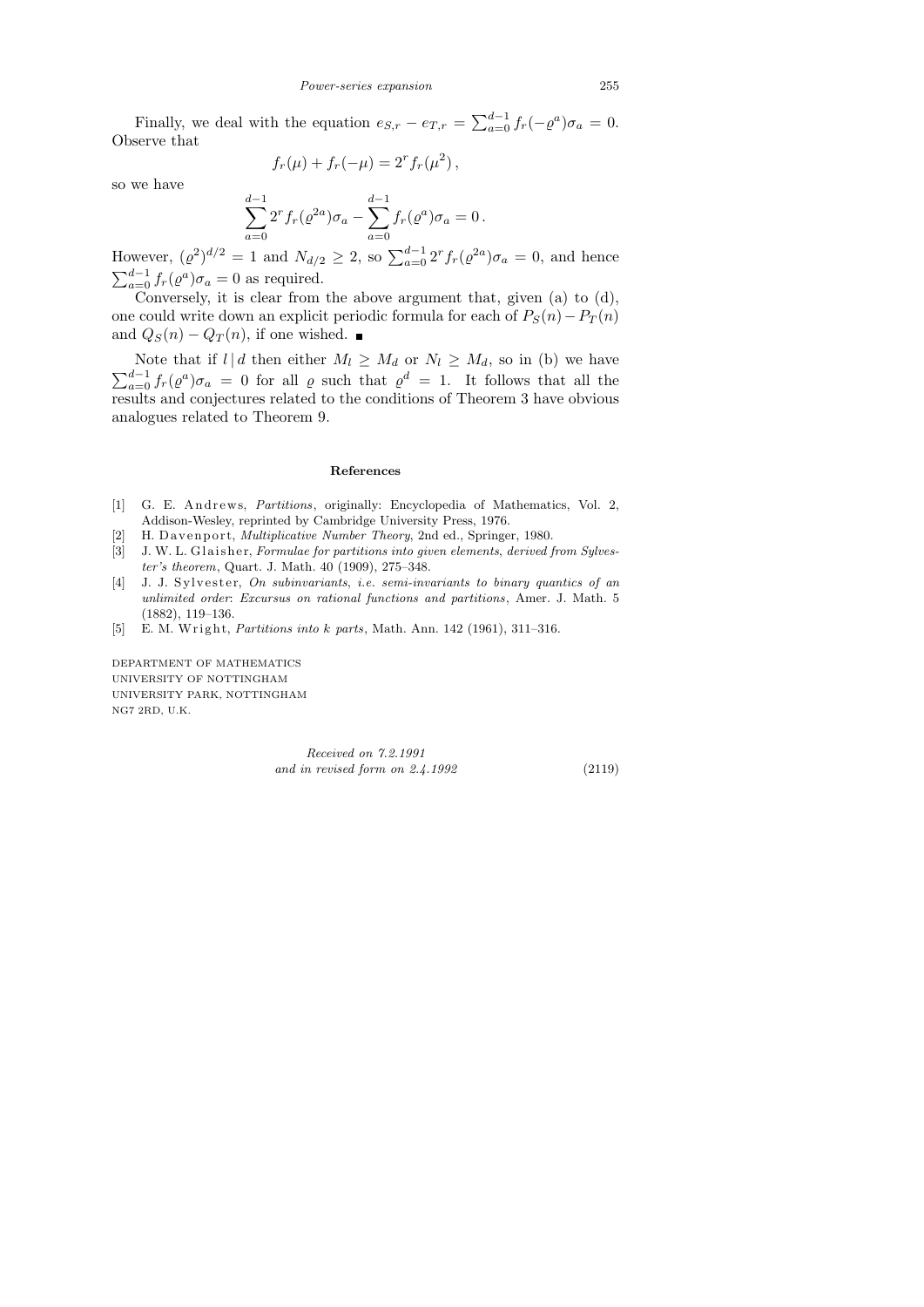Finally, we deal with the equation $e_{S,r} - e_{T,r} = \sum_{a=0}^{d-1} f_r(-\varrho^a)\sigma_a = 0$. Observe that

$$f_r(\mu) + f_r(-\mu) = 2^r f_r(\mu^2)\,,$$

so we have

$$\sum_{a=0}^{d-1} 2^r f_r(\varrho^{2a})\sigma_a - \sum_{a=0}^{d-1} f_r(\varrho^a)\sigma_a = 0\,.$$

However, $(\varrho^2)^{d/2} = 1$ and $N_{d/2} \geq 2$, so $\sum_{a=0}^{d-1} 2^r f_r(\varrho^{2a})\sigma_a = 0$, and hence $\sum_{a=0}^{d-1} f_r(\varrho^a)\sigma_a = 0$ as required.

Conversely, it is clear from the above argument that, given (a) to (d), one could write down an explicit periodic formula for each of $P_S(n) - P_T(n)$ and $Q_S(n) - Q_T(n)$, if one wished. ∎

Note that if $l \mid d$ then either $M_l \geq M_d$ or $N_l \geq M_d$, so in (b) we have $\sum_{a=0}^{d-1} f_r(\varrho^a)\sigma_a = 0$ for all $\varrho$ such that $\varrho^d = 1$. It follows that all the results and conjectures related to the conditions of Theorem 3 have obvious analogues related to Theorem 9.

## References

[1] G. E. Andrews, *Partitions*, originally: Encyclopedia of Mathematics, Vol. 2, Addison-Wesley, reprinted by Cambridge University Press, 1976.

[2] H. Davenport, *Multiplicative Number Theory*, 2nd ed., Springer, 1980.

[3] J. W. L. Glaisher, *Formulae for partitions into given elements, derived from Sylvester's theorem*, Quart. J. Math. 40 (1909), 275–348.

[4] J. J. Sylvester, *On subinvariants, i.e. semi-invariants to binary quantics of an unlimited order: Excursus on rational functions and partitions*, Amer. J. Math. 5 (1882), 119–136.

[5] E. M. Wright, *Partitions into k parts*, Math. Ann. 142 (1961), 311–316.

DEPARTMENT OF MATHEMATICS
UNIVERSITY OF NOTTINGHAM
UNIVERSITY PARK, NOTTINGHAM
NG7 2RD, U.K.

*Received on 7.2.1991*
*and in revised form on 2.4.1992* (2119)